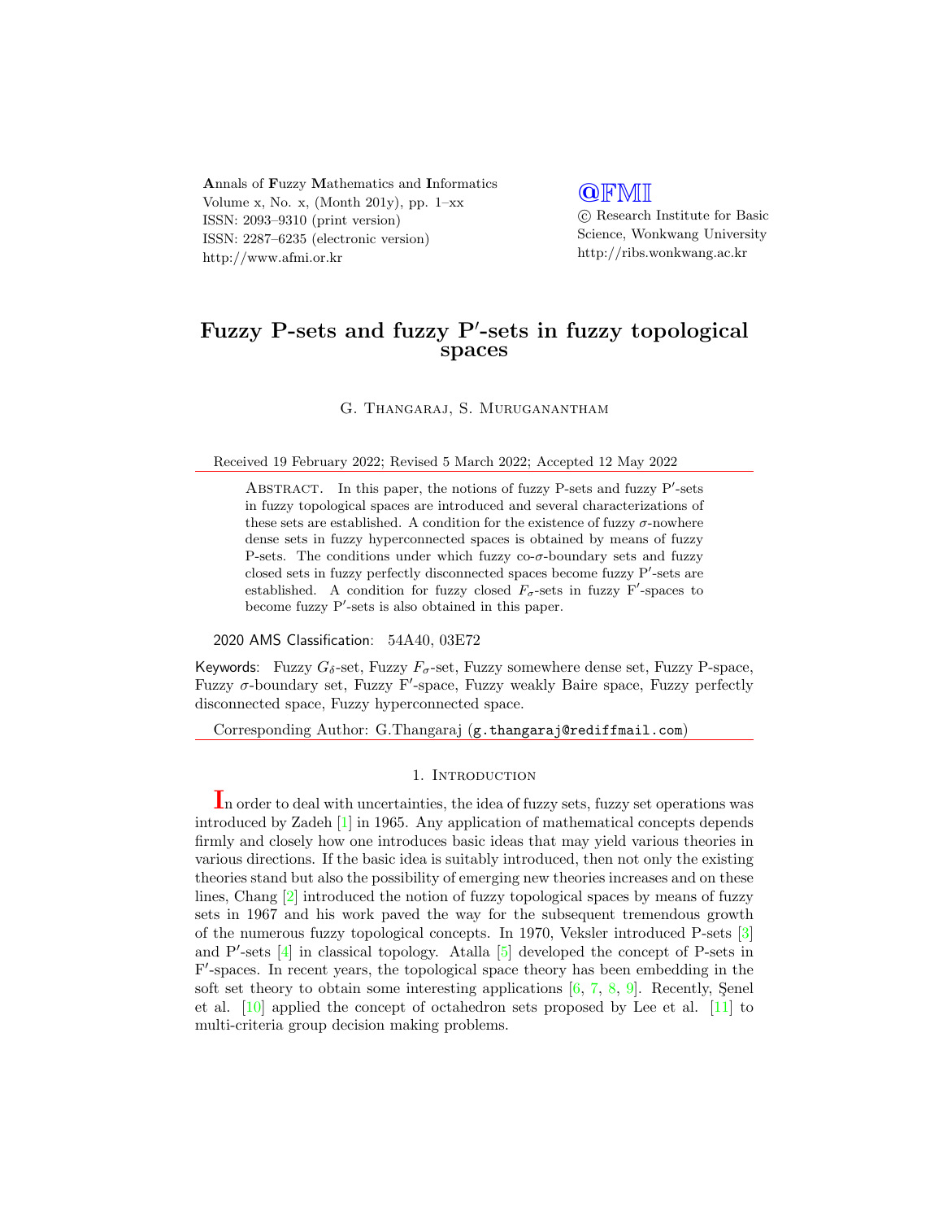# Fuzzy P-sets and fuzzy P′-sets in fuzzy topological spaces

G. Thangaraj, S. Muruganantham

Received 19 February 2022; Revised 5 March 2022; Accepted 12 May 2022

Abstract. In this paper, the notions of fuzzy P-sets and fuzzy P′-sets in fuzzy topological spaces are introduced and several characterizations of these sets are established. A condition for the existence of fuzzy $\sigma$-nowhere dense sets in fuzzy hyperconnected spaces is obtained by means of fuzzy P-sets. The conditions under which fuzzy co-$\sigma$-boundary sets and fuzzy closed sets in fuzzy perfectly disconnected spaces become fuzzy P′-sets are established. A condition for fuzzy closed $F_\sigma$-sets in fuzzy F′-spaces to become fuzzy P′-sets is also obtained in this paper.

2020 AMS Classification: 54A40, 03E72

Keywords: Fuzzy $G_\delta$-set, Fuzzy $F_\sigma$-set, Fuzzy somewhere dense set, Fuzzy P-space, Fuzzy $\sigma$-boundary set, Fuzzy F′-space, Fuzzy weakly Baire space, Fuzzy perfectly disconnected space, Fuzzy hyperconnected space.

Corresponding Author: G.Thangaraj (g.thangaraj@rediffmail.com)

## 1. Introduction

In order to deal with uncertainties, the idea of fuzzy sets, fuzzy set operations was introduced by Zadeh [1] in 1965. Any application of mathematical concepts depends firmly and closely how one introduces basic ideas that may yield various theories in various directions. If the basic idea is suitably introduced, then not only the existing theories stand but also the possibility of emerging new theories increases and on these lines, Chang [2] introduced the notion of fuzzy topological spaces by means of fuzzy sets in 1967 and his work paved the way for the subsequent tremendous growth of the numerous fuzzy topological concepts. In 1970, Veksler introduced P-sets [3] and P′-sets [4] in classical topology. Atalla [5] developed the concept of P-sets in F′-spaces. In recent years, the topological space theory has been embedding in the soft set theory to obtain some interesting applications [6, 7, 8, 9]. Recently, Şenel et al. [10] applied the concept of octahedron sets proposed by Lee et al. [11] to multi-criteria group decision making problems.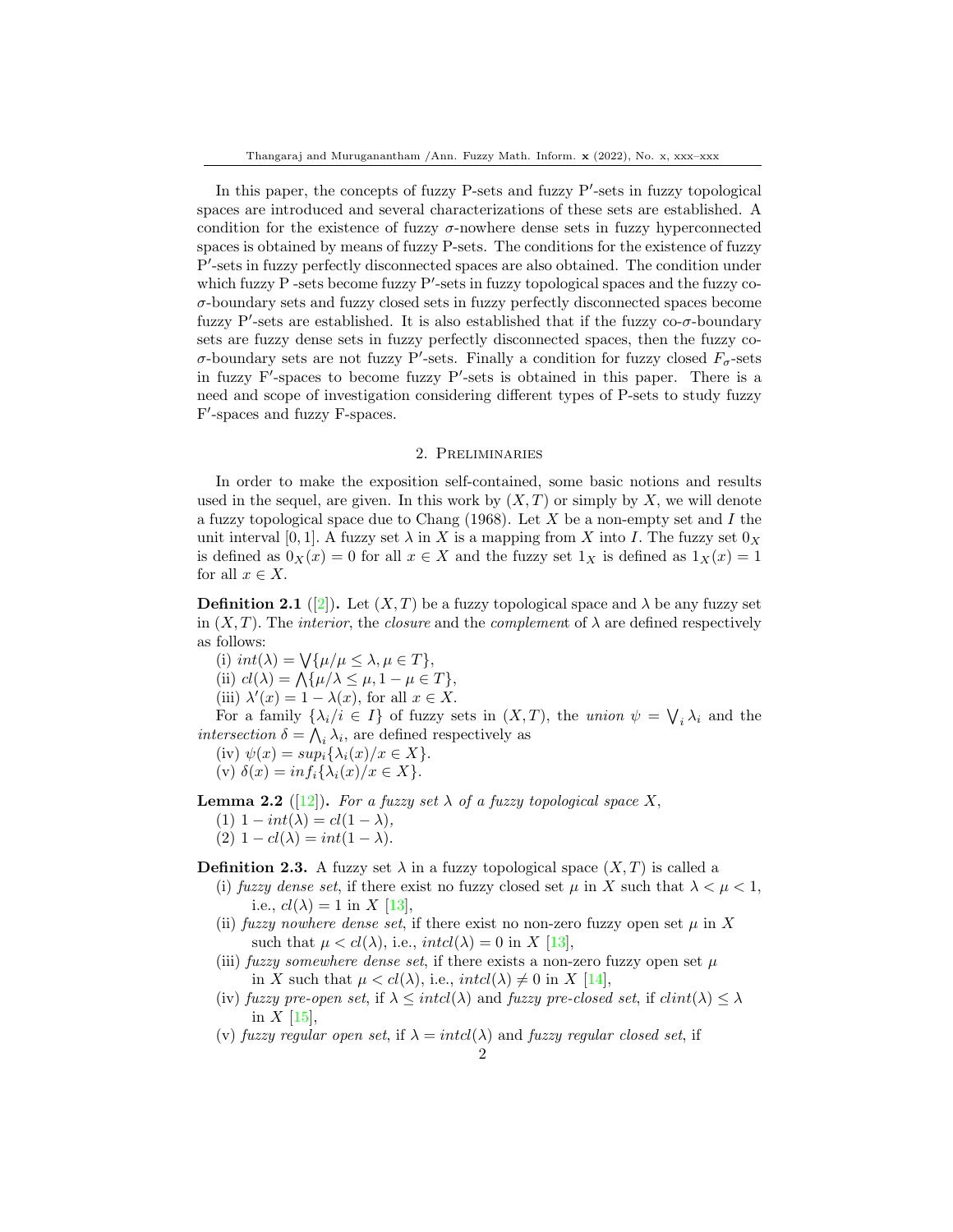In this paper, the concepts of fuzzy P-sets and fuzzy P′-sets in fuzzy topological spaces are introduced and several characterizations of these sets are established. A condition for the existence of fuzzy $\sigma$-nowhere dense sets in fuzzy hyperconnected spaces is obtained by means of fuzzy P-sets. The conditions for the existence of fuzzy P′-sets in fuzzy perfectly disconnected spaces are also obtained. The condition under which fuzzy P -sets become fuzzy P′-sets in fuzzy topological spaces and the fuzzy co-$\sigma$-boundary sets and fuzzy closed sets in fuzzy perfectly disconnected spaces become fuzzy P′-sets are established. It is also established that if the fuzzy co-$\sigma$-boundary sets are fuzzy dense sets in fuzzy perfectly disconnected spaces, then the fuzzy co-$\sigma$-boundary sets are not fuzzy P′-sets. Finally a condition for fuzzy closed $F_\sigma$-sets in fuzzy F′-spaces to become fuzzy P′-sets is obtained in this paper. There is a need and scope of investigation considering different types of P-sets to study fuzzy F′-spaces and fuzzy F-spaces.

## 2. Preliminaries

In order to make the exposition self-contained, some basic notions and results used in the sequel, are given. In this work by $(X,T)$ or simply by $X$, we will denote a fuzzy topological space due to Chang (1968). Let $X$ be a non-empty set and $I$ the unit interval $[0,1]$. A fuzzy set $\lambda$ in $X$ is a mapping from $X$ into $I$. The fuzzy set $0_X$ is defined as $0_X(x) = 0$ for all $x \in X$ and the fuzzy set $1_X$ is defined as $1_X(x) = 1$ for all $x \in X$.

**Definition 2.1** ([2]). Let $(X,T)$ be a fuzzy topological space and $\lambda$ be any fuzzy set in $(X,T)$. The *interior*, the *closure* and the *complement* of $\lambda$ are defined respectively as follows:

(i) $int(\lambda) = \bigvee\{\mu/\mu \leq \lambda, \mu \in T\}$,
(ii) $cl(\lambda) = \bigwedge\{\mu/\lambda \leq \mu, 1-\mu \in T\}$,
(iii) $\lambda'(x) = 1 - \lambda(x)$, for all $x \in X$.

For a family $\{\lambda_i/i \in I\}$ of fuzzy sets in $(X,T)$, the *union* $\psi = \bigvee_i \lambda_i$ and the *intersection* $\delta = \bigwedge_i \lambda_i$, are defined respectively as

(iv) $\psi(x) = sup_i\{\lambda_i(x)/x \in X\}$.
(v) $\delta(x) = inf_i\{\lambda_i(x)/x \in X\}$.

**Lemma 2.2** ([12]). *For a fuzzy set $\lambda$ of a fuzzy topological space $X$,*

(1) $1 - int(\lambda) = cl(1-\lambda)$,
(2) $1 - cl(\lambda) = int(1-\lambda)$.

**Definition 2.3.** A fuzzy set $\lambda$ in a fuzzy topological space $(X,T)$ is called a

(i) *fuzzy dense set*, if there exist no fuzzy closed set $\mu$ in $X$ such that $\lambda < \mu < 1$, i.e., $cl(\lambda) = 1$ in $X$ [13],
(ii) *fuzzy nowhere dense set*, if there exist no non-zero fuzzy open set $\mu$ in $X$ such that $\mu < cl(\lambda)$, i.e., $intcl(\lambda) = 0$ in $X$ [13],
(iii) *fuzzy somewhere dense set*, if there exists a non-zero fuzzy open set $\mu$ in $X$ such that $\mu < cl(\lambda)$, i.e., $intcl(\lambda) \neq 0$ in $X$ [14],
(iv) *fuzzy pre-open set*, if $\lambda \leq intcl(\lambda)$ and *fuzzy pre-closed set*, if $clint(\lambda) \leq \lambda$ in $X$ [15],
(v) *fuzzy regular open set*, if $\lambda = intcl(\lambda)$ and *fuzzy regular closed set*, if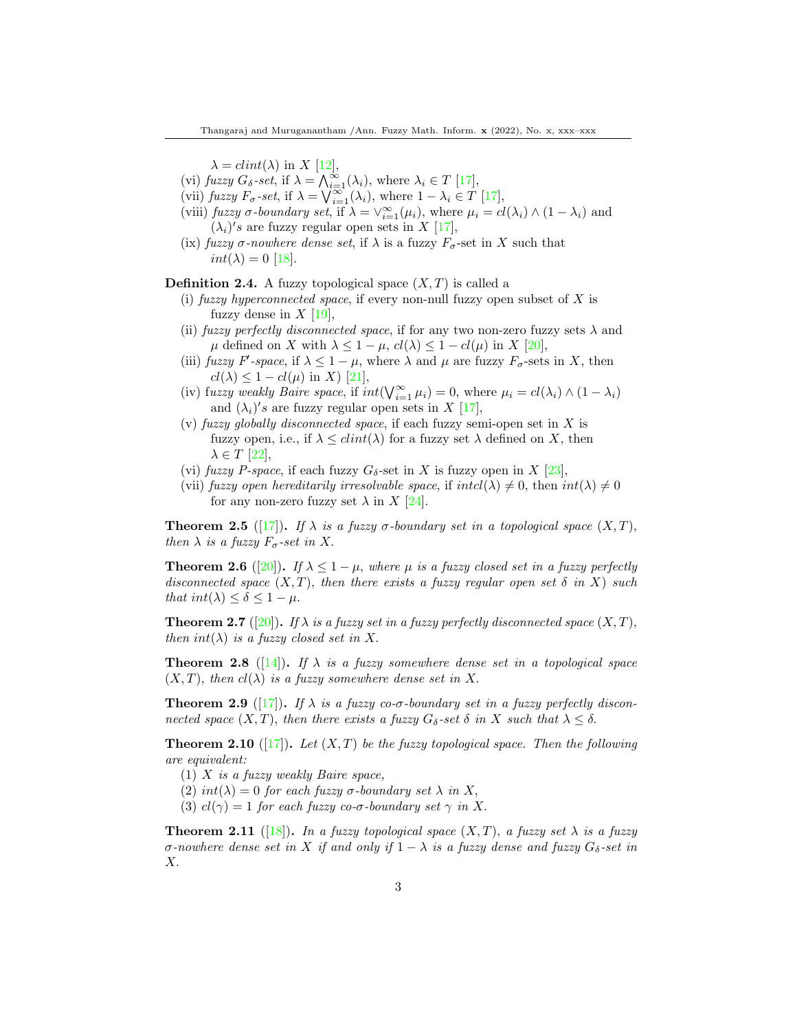$\lambda = clint(\lambda)$ in $X$ [12],

(vi) *fuzzy $G_\delta$-set*, if $\lambda = \bigwedge_{i=1}^{\infty}(\lambda_i)$, where $\lambda_i \in T$ [17],

(vii) *fuzzy $F_\sigma$-set*, if $\lambda = \bigvee_{i=1}^{\infty}(\lambda_i)$, where $1 - \lambda_i \in T$ [17],

(viii) *fuzzy $\sigma$-boundary set*, if $\lambda = \vee_{i=1}^{\infty}(\mu_i)$, where $\mu_i = cl(\lambda_i) \wedge (1 - \lambda_i)$ and $(\lambda_i)'s$ are fuzzy regular open sets in $X$ [17],

(ix) *fuzzy $\sigma$-nowhere dense set*, if $\lambda$ is a fuzzy $F_\sigma$-set in $X$ such that $int(\lambda) = 0$ [18].

**Definition 2.4.** A fuzzy topological space $(X, T)$ is called a

(i) *fuzzy hyperconnected space*, if every non-null fuzzy open subset of $X$ is fuzzy dense in $X$ [19],

(ii) *fuzzy perfectly disconnected space*, if for any two non-zero fuzzy sets $\lambda$ and $\mu$ defined on $X$ with $\lambda \leq 1 - \mu$, $cl(\lambda) \leq 1 - cl(\mu)$ in $X$ [20],

(iii) *fuzzy $F'$-space*, if $\lambda \leq 1 - \mu$, where $\lambda$ and $\mu$ are fuzzy $F_\sigma$-sets in $X$, then $cl(\lambda) \leq 1 - cl(\mu)$ in $X$) [21],

(iv) f*uzzy weakly Baire space*, if $int(\bigvee_{i=1}^{\infty} \mu_i) = 0$, where $\mu_i = cl(\lambda_i) \wedge (1 - \lambda_i)$ and $(\lambda_i)'s$ are fuzzy regular open sets in $X$ [17],

(v) *fuzzy globally disconnected space*, if each fuzzy semi-open set in $X$ is fuzzy open, i.e., if $\lambda \leq clint(\lambda)$ for a fuzzy set $\lambda$ defined on $X$, then $\lambda \in T$ [22],

(vi) *fuzzy P-space*, if each fuzzy $G_\delta$-set in $X$ is fuzzy open in $X$ [23],

(vii) *fuzzy open hereditarily irresolvable space*, if $intcl(\lambda) \neq 0$, then $int(\lambda) \neq 0$ for any non-zero fuzzy set $\lambda$ in $X$ [24].

**Theorem 2.5** ([17]). *If $\lambda$ is a fuzzy $\sigma$-boundary set in a topological space $(X, T)$, then $\lambda$ is a fuzzy $F_\sigma$-set in $X$.*

**Theorem 2.6** ([20]). *If $\lambda \leq 1 - \mu$, where $\mu$ is a fuzzy closed set in a fuzzy perfectly disconnected space $(X, T)$, then there exists a fuzzy regular open set $\delta$ in $X$) such that $int(\lambda) \leq \delta \leq 1 - \mu$.*

**Theorem 2.7** ([20]). *If $\lambda$ is a fuzzy set in a fuzzy perfectly disconnected space $(X, T)$, then $int(\lambda)$ is a fuzzy closed set in $X$.*

**Theorem 2.8** ([14]). *If $\lambda$ is a fuzzy somewhere dense set in a topological space $(X, T)$, then $cl(\lambda)$ is a fuzzy somewhere dense set in $X$.*

**Theorem 2.9** ([17]). *If $\lambda$ is a fuzzy co-$\sigma$-boundary set in a fuzzy perfectly disconnected space $(X, T)$, then there exists a fuzzy $G_\delta$-set $\delta$ in $X$ such that $\lambda \leq \delta$.*

**Theorem 2.10** ([17]). *Let $(X, T)$ be the fuzzy topological space. Then the following are equivalent:*

(1) *$X$ is a fuzzy weakly Baire space,*

(2) *$int(\lambda) = 0$ for each fuzzy $\sigma$-boundary set $\lambda$ in $X$,*

(3) *$cl(\gamma) = 1$ for each fuzzy co-$\sigma$-boundary set $\gamma$ in $X$.*

**Theorem 2.11** ([18]). *In a fuzzy topological space $(X, T)$, a fuzzy set $\lambda$ is a fuzzy $\sigma$-nowhere dense set in $X$ if and only if $1 - \lambda$ is a fuzzy dense and fuzzy $G_\delta$-set in $X$.*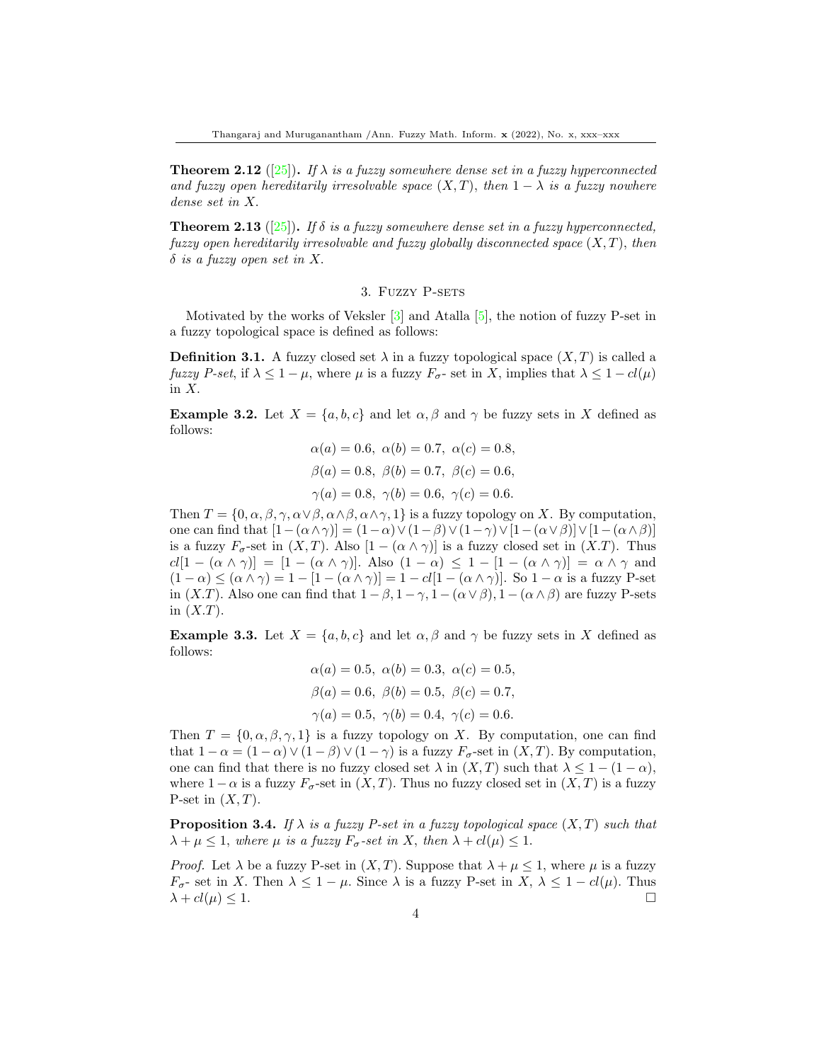**Theorem 2.12** ([25]). *If $\lambda$ is a fuzzy somewhere dense set in a fuzzy hyperconnected and fuzzy open hereditarily irresolvable space $(X,T)$, then $1-\lambda$ is a fuzzy nowhere dense set in $X$.*

**Theorem 2.13** ([25]). *If $\delta$ is a fuzzy somewhere dense set in a fuzzy hyperconnected, fuzzy open hereditarily irresolvable and fuzzy globally disconnected space $(X,T)$, then $\delta$ is a fuzzy open set in $X$.*

## 3. Fuzzy P-sets

Motivated by the works of Veksler [3] and Atalla [5], the notion of fuzzy P-set in a fuzzy topological space is defined as follows:

**Definition 3.1.** A fuzzy closed set $\lambda$ in a fuzzy topological space $(X,T)$ is called a *fuzzy P-set*, if $\lambda \leq 1-\mu$, where $\mu$ is a fuzzy $F_\sigma$- set in $X$, implies that $\lambda \leq 1 - cl(\mu)$ in $X$.

**Example 3.2.** Let $X = \{a,b,c\}$ and let $\alpha, \beta$ and $\gamma$ be fuzzy sets in $X$ defined as follows:

$$\alpha(a) = 0.6,\ \alpha(b) = 0.7,\ \alpha(c) = 0.8,$$

$$\beta(a) = 0.8,\ \beta(b) = 0.7,\ \beta(c) = 0.6,$$

$$\gamma(a) = 0.8,\ \gamma(b) = 0.6,\ \gamma(c) = 0.6.$$

Then $T = \{0, \alpha, \beta, \gamma, \alpha\vee\beta, \alpha\wedge\beta, \alpha\wedge\gamma, 1\}$ is a fuzzy topology on $X$. By computation, one can find that $[1-(\alpha\wedge\gamma)] = (1-\alpha)\vee(1-\beta)\vee(1-\gamma)\vee[1-(\alpha\vee\beta)]\vee[1-(\alpha\wedge\beta)]$ is a fuzzy $F_\sigma$-set in $(X,T)$. Also $[1-(\alpha\wedge\gamma)]$ is a fuzzy closed set in $(X.T)$. Thus $cl[1-(\alpha\wedge\gamma)] = [1-(\alpha\wedge\gamma)]$. Also $(1-\alpha) \leq 1-[1-(\alpha\wedge\gamma)] = \alpha\wedge\gamma$ and $(1-\alpha) \leq (\alpha\wedge\gamma) = 1-[1-(\alpha\wedge\gamma)] = 1-cl[1-(\alpha\wedge\gamma)]$. So $1-\alpha$ is a fuzzy P-set in $(X.T)$. Also one can find that $1-\beta, 1-\gamma, 1-(\alpha\vee\beta), 1-(\alpha\wedge\beta)$ are fuzzy P-sets in $(X.T)$.

**Example 3.3.** Let $X = \{a,b,c\}$ and let $\alpha, \beta$ and $\gamma$ be fuzzy sets in $X$ defined as follows:

$$\alpha(a) = 0.5,\ \alpha(b) = 0.3,\ \alpha(c) = 0.5,$$

$$\beta(a) = 0.6,\ \beta(b) = 0.5,\ \beta(c) = 0.7,$$

$$\gamma(a) = 0.5,\ \gamma(b) = 0.4,\ \gamma(c) = 0.6.$$

Then $T = \{0, \alpha, \beta, \gamma, 1\}$ is a fuzzy topology on $X$. By computation, one can find that $1-\alpha = (1-\alpha)\vee(1-\beta)\vee(1-\gamma)$ is a fuzzy $F_\sigma$-set in $(X,T)$. By computation, one can find that there is no fuzzy closed set $\lambda$ in $(X,T)$ such that $\lambda \leq 1-(1-\alpha)$, where $1-\alpha$ is a fuzzy $F_\sigma$-set in $(X,T)$. Thus no fuzzy closed set in $(X,T)$ is a fuzzy P-set in $(X,T)$.

**Proposition 3.4.** *If $\lambda$ is a fuzzy P-set in a fuzzy topological space $(X,T)$ such that $\lambda + \mu \leq 1$, where $\mu$ is a fuzzy $F_\sigma$-set in $X$, then $\lambda + cl(\mu) \leq 1$.*

*Proof.* Let $\lambda$ be a fuzzy P-set in $(X,T)$. Suppose that $\lambda + \mu \leq 1$, where $\mu$ is a fuzzy $F_\sigma$- set in $X$. Then $\lambda \leq 1-\mu$. Since $\lambda$ is a fuzzy P-set in $X$, $\lambda \leq 1 - cl(\mu)$. Thus $\lambda + cl(\mu) \leq 1$. □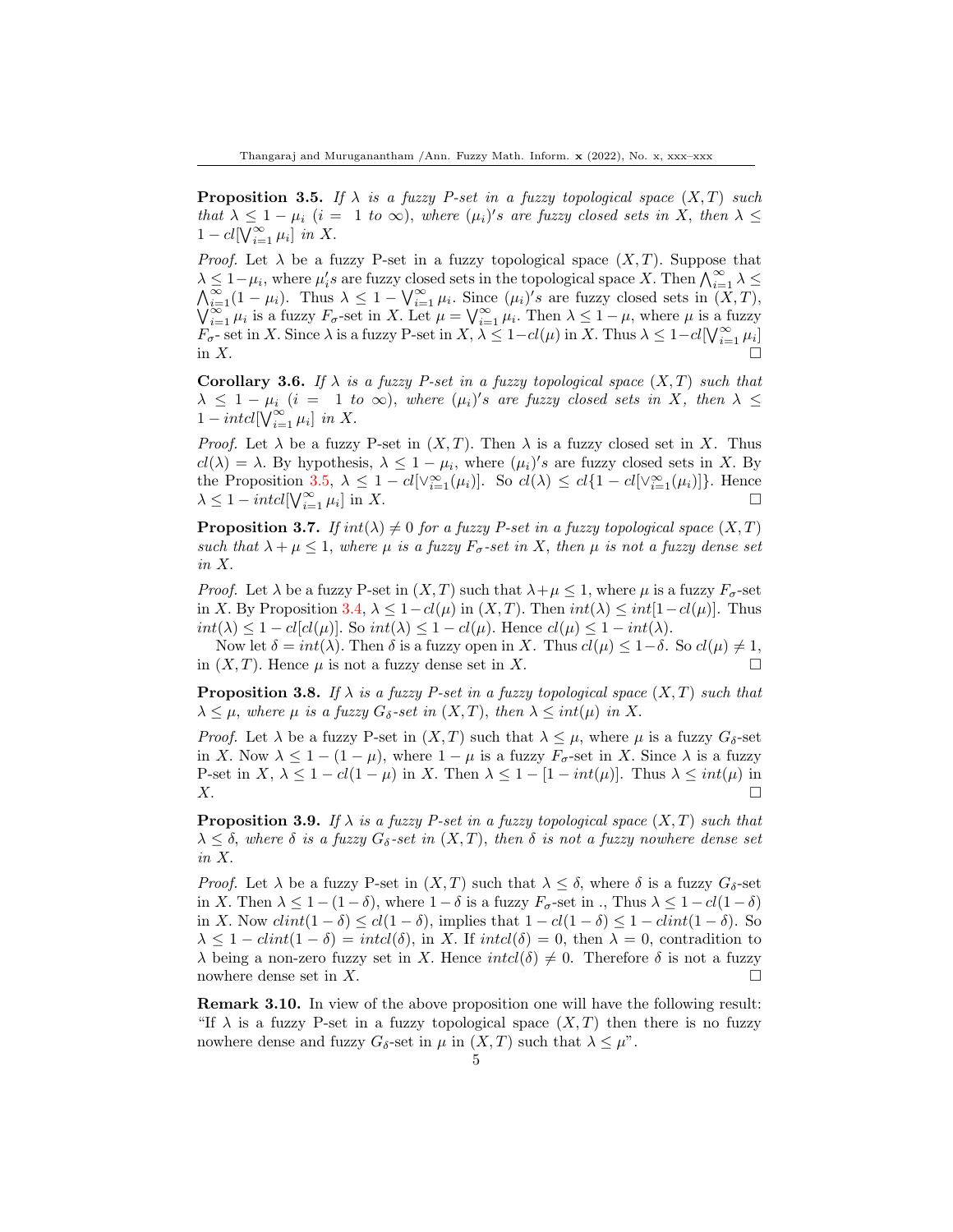**Proposition 3.5.** *If $\lambda$ is a fuzzy P-set in a fuzzy topological space $(X, T)$ such that $\lambda \leq 1 - \mu_i$ $(i = 1$ to $\infty)$, where $(\mu_i)'s$ are fuzzy closed sets in $X$, then $\lambda \leq 1 - cl[\bigvee_{i=1}^{\infty} \mu_i]$ in $X$.*

*Proof.* Let $\lambda$ be a fuzzy P-set in a fuzzy topological space $(X, T)$. Suppose that $\lambda \leq 1 - \mu_i$, where $\mu_i's$ are fuzzy closed sets in the topological space $X$. Then $\bigwedge_{i=1}^{\infty} \lambda \leq \bigwedge_{i=1}^{\infty}(1 - \mu_i)$. Thus $\lambda \leq 1 - \bigvee_{i=1}^{\infty} \mu_i$. Since $(\mu_i)'s$ are fuzzy closed sets in $(X, T)$, $\bigvee_{i=1}^{\infty} \mu_i$ is a fuzzy $F_\sigma$-set in $X$. Let $\mu = \bigvee_{i=1}^{\infty} \mu_i$. Then $\lambda \leq 1 - \mu$, where $\mu$ is a fuzzy $F_\sigma$- set in $X$. Since $\lambda$ is a fuzzy P-set in $X$, $\lambda \leq 1 - cl(\mu)$ in $X$. Thus $\lambda \leq 1 - cl[\bigvee_{i=1}^{\infty} \mu_i]$ in $X$. □

**Corollary 3.6.** *If $\lambda$ is a fuzzy P-set in a fuzzy topological space $(X, T)$ such that $\lambda \leq 1 - \mu_i$ $(i = 1$ to $\infty)$, where $(\mu_i)'s$ are fuzzy closed sets in $X$, then $\lambda \leq 1 - intcl[\bigvee_{i=1}^{\infty} \mu_i]$ in $X$.*

*Proof.* Let $\lambda$ be a fuzzy P-set in $(X, T)$. Then $\lambda$ is a fuzzy closed set in $X$. Thus $cl(\lambda) = \lambda$. By hypothesis, $\lambda \leq 1 - \mu_i$, where $(\mu_i)'s$ are fuzzy closed sets in $X$. By the Proposition 3.5, $\lambda \leq 1 - cl[\vee_{i=1}^{\infty}(\mu_i)]$. So $cl(\lambda) \leq cl\{1 - cl[\vee_{i=1}^{\infty}(\mu_i)]\}$. Hence $\lambda \leq 1 - intcl[\bigvee_{i=1}^{\infty} \mu_i]$ in $X$. □

**Proposition 3.7.** *If $int(\lambda) \neq 0$ for a fuzzy P-set in a fuzzy topological space $(X, T)$ such that $\lambda + \mu \leq 1$, where $\mu$ is a fuzzy $F_\sigma$-set in $X$, then $\mu$ is not a fuzzy dense set in $X$.*

*Proof.* Let $\lambda$ be a fuzzy P-set in $(X, T)$ such that $\lambda + \mu \leq 1$, where $\mu$ is a fuzzy $F_\sigma$-set in $X$. By Proposition 3.4, $\lambda \leq 1 - cl(\mu)$ in $(X, T)$. Then $int(\lambda) \leq int[1 - cl(\mu)]$. Thus $int(\lambda) \leq 1 - cl[cl(\mu)]$. So $int(\lambda) \leq 1 - cl(\mu)$. Hence $cl(\mu) \leq 1 - int(\lambda)$.

Now let $\delta = int(\lambda)$. Then $\delta$ is a fuzzy open in $X$. Thus $cl(\mu) \leq 1 - \delta$. So $cl(\mu) \neq 1$, in $(X, T)$. Hence $\mu$ is not a fuzzy dense set in $X$. □

**Proposition 3.8.** *If $\lambda$ is a fuzzy P-set in a fuzzy topological space $(X, T)$ such that $\lambda \leq \mu$, where $\mu$ is a fuzzy $G_\delta$-set in $(X, T)$, then $\lambda \leq int(\mu)$ in $X$.*

*Proof.* Let $\lambda$ be a fuzzy P-set in $(X, T)$ such that $\lambda \leq \mu$, where $\mu$ is a fuzzy $G_\delta$-set in $X$. Now $\lambda \leq 1 - (1 - \mu)$, where $1 - \mu$ is a fuzzy $F_\sigma$-set in $X$. Since $\lambda$ is a fuzzy P-set in $X$, $\lambda \leq 1 - cl(1 - \mu)$ in $X$. Then $\lambda \leq 1 - [1 - int(\mu)]$. Thus $\lambda \leq int(\mu)$ in $X$. □

**Proposition 3.9.** *If $\lambda$ is a fuzzy P-set in a fuzzy topological space $(X, T)$ such that $\lambda \leq \delta$, where $\delta$ is a fuzzy $G_\delta$-set in $(X, T)$, then $\delta$ is not a fuzzy nowhere dense set in $X$.*

*Proof.* Let $\lambda$ be a fuzzy P-set in $(X, T)$ such that $\lambda \leq \delta$, where $\delta$ is a fuzzy $G_\delta$-set in $X$. Then $\lambda \leq 1 - (1 - \delta)$, where $1 - \delta$ is a fuzzy $F_\sigma$-set in ., Thus $\lambda \leq 1 - cl(1 - \delta)$ in $X$. Now $clint(1 - \delta) \leq cl(1 - \delta)$, implies that $1 - cl(1 - \delta) \leq 1 - clint(1 - \delta)$. So $\lambda \leq 1 - clint(1 - \delta) = intcl(\delta)$, in $X$. If $intcl(\delta) = 0$, then $\lambda = 0$, contradiction to $\lambda$ being a non-zero fuzzy set in $X$. Hence $intcl(\delta) \neq 0$. Therefore $\delta$ is not a fuzzy nowhere dense set in $X$. □

**Remark 3.10.** In view of the above proposition one will have the following result: "If $\lambda$ is a fuzzy P-set in a fuzzy topological space $(X, T)$ then there is no fuzzy nowhere dense and fuzzy $G_\delta$-set in $\mu$ in $(X, T)$ such that $\lambda \leq \mu$".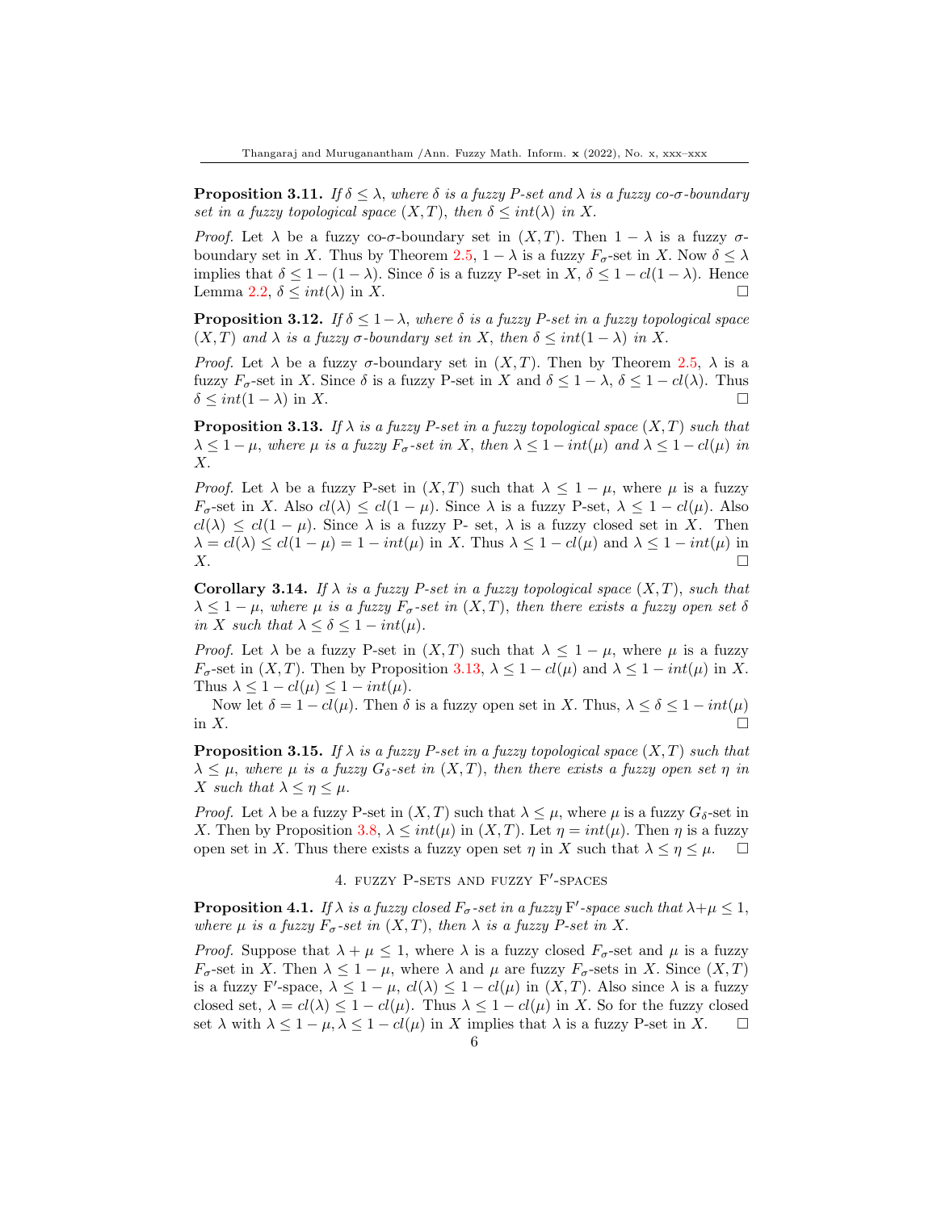**Proposition 3.11.** *If $\delta \leq \lambda$, where $\delta$ is a fuzzy P-set and $\lambda$ is a fuzzy co-$\sigma$-boundary set in a fuzzy topological space $(X,T)$, then $\delta \leq int(\lambda)$ in $X$.*

*Proof.* Let $\lambda$ be a fuzzy co-$\sigma$-boundary set in $(X,T)$. Then $1-\lambda$ is a fuzzy $\sigma$-boundary set in $X$. Thus by Theorem 2.5, $1-\lambda$ is a fuzzy $F_\sigma$-set in $X$. Now $\delta \leq \lambda$ implies that $\delta \leq 1-(1-\lambda)$. Since $\delta$ is a fuzzy P-set in $X$, $\delta \leq 1-cl(1-\lambda)$. Hence Lemma 2.2, $\delta \leq int(\lambda)$ in $X$. □

**Proposition 3.12.** *If $\delta \leq 1-\lambda$, where $\delta$ is a fuzzy P-set in a fuzzy topological space $(X,T)$ and $\lambda$ is a fuzzy $\sigma$-boundary set in $X$, then $\delta \leq int(1-\lambda)$ in $X$.*

*Proof.* Let $\lambda$ be a fuzzy $\sigma$-boundary set in $(X,T)$. Then by Theorem 2.5, $\lambda$ is a fuzzy $F_\sigma$-set in $X$. Since $\delta$ is a fuzzy P-set in $X$ and $\delta \leq 1-\lambda$, $\delta \leq 1-cl(\lambda)$. Thus $\delta \leq int(1-\lambda)$ in $X$. □

**Proposition 3.13.** *If $\lambda$ is a fuzzy P-set in a fuzzy topological space $(X,T)$ such that $\lambda \leq 1-\mu$, where $\mu$ is a fuzzy $F_\sigma$-set in $X$, then $\lambda \leq 1-int(\mu)$ and $\lambda \leq 1-cl(\mu)$ in $X$.*

*Proof.* Let $\lambda$ be a fuzzy P-set in $(X,T)$ such that $\lambda \leq 1-\mu$, where $\mu$ is a fuzzy $F_\sigma$-set in $X$. Also $cl(\lambda) \leq cl(1-\mu)$. Since $\lambda$ is a fuzzy P-set, $\lambda \leq 1-cl(\mu)$. Also $cl(\lambda) \leq cl(1-\mu)$. Since $\lambda$ is a fuzzy P- set, $\lambda$ is a fuzzy closed set in $X$. Then $\lambda = cl(\lambda) \leq cl(1-\mu) = 1-int(\mu)$ in $X$. Thus $\lambda \leq 1-cl(\mu)$ and $\lambda \leq 1-int(\mu)$ in $X$. □

**Corollary 3.14.** *If $\lambda$ is a fuzzy P-set in a fuzzy topological space $(X,T)$, such that $\lambda \leq 1-\mu$, where $\mu$ is a fuzzy $F_\sigma$-set in $(X,T)$, then there exists a fuzzy open set $\delta$ in $X$ such that $\lambda \leq \delta \leq 1-int(\mu)$.*

*Proof.* Let $\lambda$ be a fuzzy P-set in $(X,T)$ such that $\lambda \leq 1-\mu$, where $\mu$ is a fuzzy $F_\sigma$-set in $(X,T)$. Then by Proposition 3.13, $\lambda \leq 1-cl(\mu)$ and $\lambda \leq 1-int(\mu)$ in $X$. Thus $\lambda \leq 1-cl(\mu) \leq 1-int(\mu)$.

Now let $\delta = 1-cl(\mu)$. Then $\delta$ is a fuzzy open set in $X$. Thus, $\lambda \leq \delta \leq 1-int(\mu)$ in $X$. □

**Proposition 3.15.** *If $\lambda$ is a fuzzy P-set in a fuzzy topological space $(X,T)$ such that $\lambda \leq \mu$, where $\mu$ is a fuzzy $G_\delta$-set in $(X,T)$, then there exists a fuzzy open set $\eta$ in $X$ such that $\lambda \leq \eta \leq \mu$.*

*Proof.* Let $\lambda$ be a fuzzy P-set in $(X,T)$ such that $\lambda \leq \mu$, where $\mu$ is a fuzzy $G_\delta$-set in $X$. Then by Proposition 3.8, $\lambda \leq int(\mu)$ in $(X,T)$. Let $\eta = int(\mu)$. Then $\eta$ is a fuzzy open set in $X$. Thus there exists a fuzzy open set $\eta$ in $X$ such that $\lambda \leq \eta \leq \mu$. □

## 4. Fuzzy P-sets and fuzzy F′-spaces

**Proposition 4.1.** *If $\lambda$ is a fuzzy closed $F_\sigma$-set in a fuzzy F′-space such that $\lambda+\mu \leq 1$, where $\mu$ is a fuzzy $F_\sigma$-set in $(X,T)$, then $\lambda$ is a fuzzy P-set in $X$.*

*Proof.* Suppose that $\lambda+\mu \leq 1$, where $\lambda$ is a fuzzy closed $F_\sigma$-set and $\mu$ is a fuzzy $F_\sigma$-set in $X$. Then $\lambda \leq 1-\mu$, where $\lambda$ and $\mu$ are fuzzy $F_\sigma$-sets in $X$. Since $(X,T)$ is a fuzzy F′-space, $\lambda \leq 1-\mu$, $cl(\lambda) \leq 1-cl(\mu)$ in $(X,T)$. Also since $\lambda$ is a fuzzy closed set, $\lambda = cl(\lambda) \leq 1-cl(\mu)$. Thus $\lambda \leq 1-cl(\mu)$ in $X$. So for the fuzzy closed set $\lambda$ with $\lambda \leq 1-\mu, \lambda \leq 1-cl(\mu)$ in $X$ implies that $\lambda$ is a fuzzy P-set in $X$. □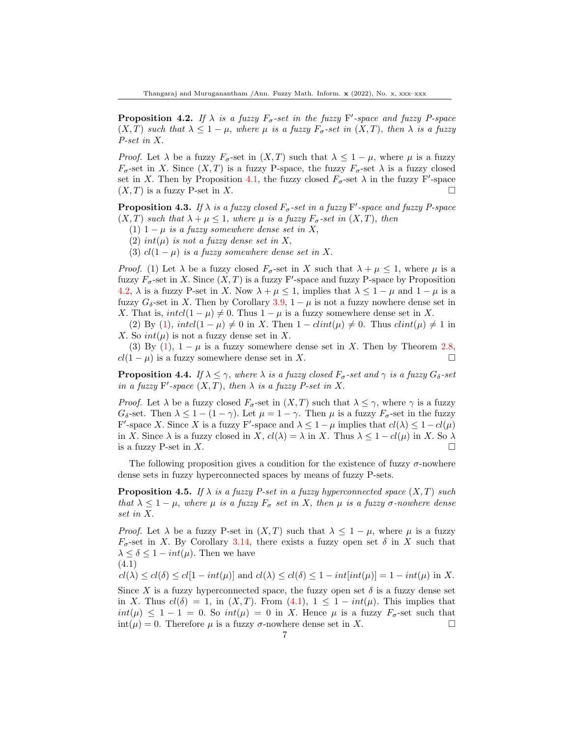**Proposition 4.2.** *If $\lambda$ is a fuzzy $F_\sigma$-set in the fuzzy $\mathrm{F}'$-space and fuzzy P-space $(X, T)$ such that $\lambda \leq 1 - \mu$, where $\mu$ is a fuzzy $F_\sigma$-set in $(X, T)$, then $\lambda$ is a fuzzy P-set in $X$.*

*Proof.* Let $\lambda$ be a fuzzy $F_\sigma$-set in $(X, T)$ such that $\lambda \leq 1 - \mu$, where $\mu$ is a fuzzy $F_\sigma$-set in $X$. Since $(X, T)$ is a fuzzy P-space, the fuzzy $F_\sigma$-set $\lambda$ is a fuzzy closed set in $X$. Then by Proposition 4.1, the fuzzy closed $F_\sigma$-set $\lambda$ in the fuzzy $\mathrm{F}'$-space $(X, T)$ is a fuzzy P-set in $X$. □

**Proposition 4.3.** *If $\lambda$ is a fuzzy closed $F_\sigma$-set in a fuzzy $\mathrm{F}'$-space and fuzzy P-space $(X, T)$ such that $\lambda + \mu \leq 1$, where $\mu$ is a fuzzy $F_\sigma$-set in $(X, T)$, then*

(1) *$1 - \mu$ is a fuzzy somewhere dense set in $X$,*
(2) *$int(\mu)$ is not a fuzzy dense set in $X$,*
(3) *$cl(1 - \mu)$ is a fuzzy somewhere dense set in $X$.*

*Proof.* (1) Let $\lambda$ be a fuzzy closed $F_\sigma$-set in $X$ such that $\lambda + \mu \leq 1$, where $\mu$ is a fuzzy $F_\sigma$-set in $X$. Since $(X, T)$ is a fuzzy $\mathrm{F}'$-space and fuzzy P-space by Proposition 4.2, $\lambda$ is a fuzzy P-set in $X$. Now $\lambda + \mu \leq 1$, implies that $\lambda \leq 1 - \mu$ and $1 - \mu$ is a fuzzy $G_\delta$-set in $X$. Then by Corollary 3.9, $1 - \mu$ is not a fuzzy nowhere dense set in $X$. That is, $intcl(1 - \mu) \neq 0$. Thus $1 - \mu$ is a fuzzy somewhere dense set in $X$.

(2) By (1), $intcl(1 - \mu) \neq 0$ in $X$. Then $1 - clint(\mu) \neq 0$. Thus $clint(\mu) \neq 1$ in $X$. So $int(\mu)$ is not a fuzzy dense set in $X$.

(3) By (1), $1 - \mu$ is a fuzzy somewhere dense set in $X$. Then by Theorem 2.8, $cl(1 - \mu)$ is a fuzzy somewhere dense set in $X$. □

**Proposition 4.4.** *If $\lambda \leq \gamma$, where $\lambda$ is a fuzzy closed $F_\sigma$-set and $\gamma$ is a fuzzy $G_\delta$-set in a fuzzy $\mathrm{F}'$-space $(X, T)$, then $\lambda$ is a fuzzy P-set in $X$.*

*Proof.* Let $\lambda$ be a fuzzy closed $F_\sigma$-set in $(X, T)$ such that $\lambda \leq \gamma$, where $\gamma$ is a fuzzy $G_\delta$-set. Then $\lambda \leq 1 - (1 - \gamma)$. Let $\mu = 1 - \gamma$. Then $\mu$ is a fuzzy $F_\sigma$-set in the fuzzy $\mathrm{F}'$-space $X$. Since $X$ is a fuzzy $\mathrm{F}'$-space and $\lambda \leq 1 - \mu$ implies that $cl(\lambda) \leq 1 - cl(\mu)$ in $X$. Since $\lambda$ is a fuzzy closed in $X$, $cl(\lambda) = \lambda$ in $X$. Thus $\lambda \leq 1 - cl(\mu)$ in $X$. So $\lambda$ is a fuzzy P-set in $X$. □

The following proposition gives a condition for the existence of fuzzy $\sigma$-nowhere dense sets in fuzzy hyperconnected spaces by means of fuzzy P-sets.

**Proposition 4.5.** *If $\lambda$ is a fuzzy P-set in a fuzzy hyperconnected space $(X, T)$ such that $\lambda \leq 1 - \mu$, where $\mu$ is a fuzzy $F_\sigma$ set in $X$, then $\mu$ is a fuzzy $\sigma$-nowhere dense set in $X$.*

*Proof.* Let $\lambda$ be a fuzzy P-set in $(X, T)$ such that $\lambda \leq 1 - \mu$, where $\mu$ is a fuzzy $F_\sigma$-set in $X$. By Corollary 3.14, there exists a fuzzy open set $\delta$ in $X$ such that $\lambda \leq \delta \leq 1 - int(\mu)$. Then we have

(4.1)

$cl(\lambda) \leq cl(\delta) \leq cl[1 - int(\mu)]$ and $cl(\lambda) \leq cl(\delta) \leq 1 - int[int(\mu)] = 1 - int(\mu)$ in $X$.

Since $X$ is a fuzzy hyperconnected space, the fuzzy open set $\delta$ is a fuzzy dense set in $X$. Thus $cl(\delta) = 1$, in $(X, T)$. From (4.1), $1 \leq 1 - int(\mu)$. This implies that $int(\mu) \leq 1 - 1 = 0$. So $int(\mu) = 0$ in $X$. Hence $\mu$ is a fuzzy $F_\sigma$-set such that $\mathrm{int}(\mu) = 0$. Therefore $\mu$ is a fuzzy $\sigma$-nowhere dense set in $X$. □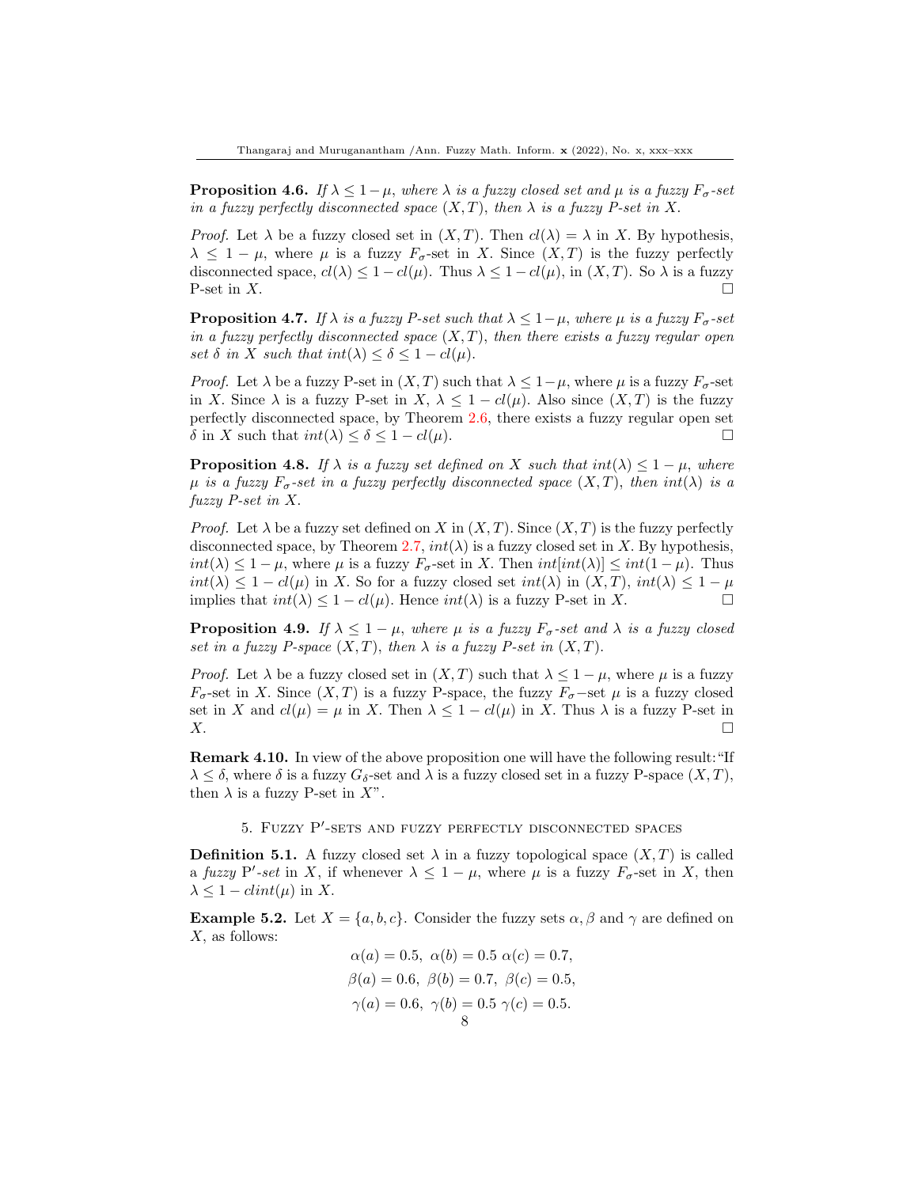**Proposition 4.6.** *If $\lambda \leq 1-\mu$, where $\lambda$ is a fuzzy closed set and $\mu$ is a fuzzy $F_\sigma$-set in a fuzzy perfectly disconnected space $(X,T)$, then $\lambda$ is a fuzzy P-set in $X$.*

*Proof.* Let $\lambda$ be a fuzzy closed set in $(X,T)$. Then $cl(\lambda) = \lambda$ in $X$. By hypothesis, $\lambda \leq 1-\mu$, where $\mu$ is a fuzzy $F_\sigma$-set in $X$. Since $(X,T)$ is the fuzzy perfectly disconnected space, $cl(\lambda) \leq 1 - cl(\mu)$. Thus $\lambda \leq 1 - cl(\mu)$, in $(X,T)$. So $\lambda$ is a fuzzy P-set in $X$. □

**Proposition 4.7.** *If $\lambda$ is a fuzzy P-set such that $\lambda \leq 1-\mu$, where $\mu$ is a fuzzy $F_\sigma$-set in a fuzzy perfectly disconnected space $(X,T)$, then there exists a fuzzy regular open set $\delta$ in $X$ such that $int(\lambda) \leq \delta \leq 1 - cl(\mu)$.*

*Proof.* Let $\lambda$ be a fuzzy P-set in $(X,T)$ such that $\lambda \leq 1-\mu$, where $\mu$ is a fuzzy $F_\sigma$-set in $X$. Since $\lambda$ is a fuzzy P-set in $X$, $\lambda \leq 1 - cl(\mu)$. Also since $(X,T)$ is the fuzzy perfectly disconnected space, by Theorem 2.6, there exists a fuzzy regular open set $\delta$ in $X$ such that $int(\lambda) \leq \delta \leq 1 - cl(\mu)$. □

**Proposition 4.8.** *If $\lambda$ is a fuzzy set defined on $X$ such that $int(\lambda) \leq 1-\mu$, where $\mu$ is a fuzzy $F_\sigma$-set in a fuzzy perfectly disconnected space $(X,T)$, then $int(\lambda)$ is a fuzzy P-set in $X$.*

*Proof.* Let $\lambda$ be a fuzzy set defined on $X$ in $(X,T)$. Since $(X,T)$ is the fuzzy perfectly disconnected space, by Theorem 2.7, $int(\lambda)$ is a fuzzy closed set in $X$. By hypothesis, $int(\lambda) \leq 1-\mu$, where $\mu$ is a fuzzy $F_\sigma$-set in $X$. Then $int[int(\lambda)] \leq int(1-\mu)$. Thus $int(\lambda) \leq 1 - cl(\mu)$ in $X$. So for a fuzzy closed set $int(\lambda)$ in $(X,T)$, $int(\lambda) \leq 1-\mu$ implies that $int(\lambda) \leq 1 - cl(\mu)$. Hence $int(\lambda)$ is a fuzzy P-set in $X$. □

**Proposition 4.9.** *If $\lambda \leq 1-\mu$, where $\mu$ is a fuzzy $F_\sigma$-set and $\lambda$ is a fuzzy closed set in a fuzzy P-space $(X,T)$, then $\lambda$ is a fuzzy P-set in $(X,T)$.*

*Proof.* Let $\lambda$ be a fuzzy closed set in $(X,T)$ such that $\lambda \leq 1-\mu$, where $\mu$ is a fuzzy $F_\sigma$-set in $X$. Since $(X,T)$ is a fuzzy P-space, the fuzzy $F_\sigma-$set $\mu$ is a fuzzy closed set in $X$ and $cl(\mu) = \mu$ in $X$. Then $\lambda \leq 1 - cl(\mu)$ in $X$. Thus $\lambda$ is a fuzzy P-set in $X$. □

**Remark 4.10.** In view of the above proposition one will have the following result: "If $\lambda \leq \delta$, where $\delta$ is a fuzzy $G_\delta$-set and $\lambda$ is a fuzzy closed set in a fuzzy P-space $(X,T)$, then $\lambda$ is a fuzzy P-set in $X$".

## 5. Fuzzy P′-sets and fuzzy perfectly disconnected spaces

**Definition 5.1.** A fuzzy closed set $\lambda$ in a fuzzy topological space $(X,T)$ is called a *fuzzy* P′*-set* in $X$, if whenever $\lambda \leq 1-\mu$, where $\mu$ is a fuzzy $F_\sigma$-set in $X$, then $\lambda \leq 1 - clint(\mu)$ in $X$.

**Example 5.2.** Let $X = \{a,b,c\}$. Consider the fuzzy sets $\alpha, \beta$ and $\gamma$ are defined on $X$, as follows:

$$\alpha(a) = 0.5,\ \alpha(b) = 0.5\ \alpha(c) = 0.7,$$
$$\beta(a) = 0.6,\ \beta(b) = 0.7,\ \beta(c) = 0.5,$$
$$\gamma(a) = 0.6,\ \gamma(b) = 0.5\ \gamma(c) = 0.5.$$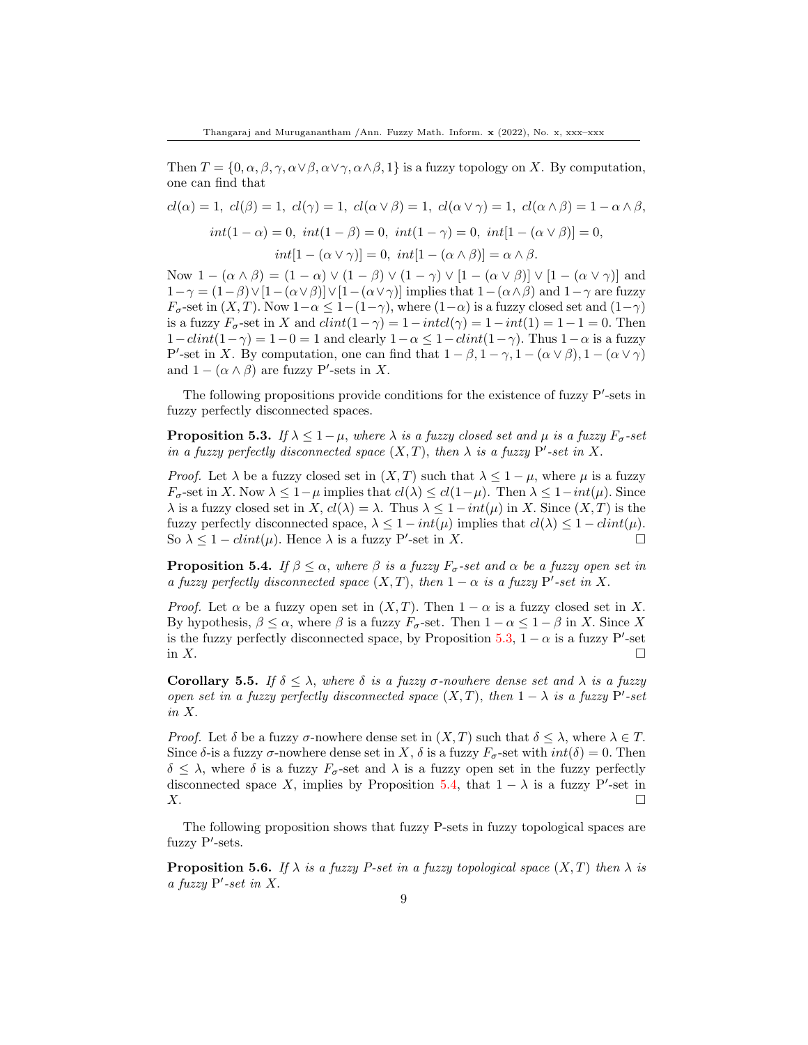Then $T = \{0, \alpha, \beta, \gamma, \alpha\vee\beta, \alpha\vee\gamma, \alpha\wedge\beta, 1\}$ is a fuzzy topology on $X$. By computation, one can find that

$$cl(\alpha) = 1,\ cl(\beta) = 1,\ cl(\gamma) = 1,\ cl(\alpha \vee \beta) = 1,\ cl(\alpha \vee \gamma) = 1,\ cl(\alpha \wedge \beta) = 1 - \alpha \wedge \beta,$$

$$int(1 - \alpha) = 0,\ int(1 - \beta) = 0,\ int(1 - \gamma) = 0,\ int[1 - (\alpha \vee \beta)] = 0,$$

$$int[1 - (\alpha \vee \gamma)] = 0,\ int[1 - (\alpha \wedge \beta)] = \alpha \wedge \beta.$$

Now $1 - (\alpha \wedge \beta) = (1 - \alpha) \vee (1 - \beta) \vee (1 - \gamma) \vee [1 - (\alpha \vee \beta)] \vee [1 - (\alpha \vee \gamma)]$ and $1-\gamma = (1-\beta)\vee[1-(\alpha\vee\beta)]\vee[1-(\alpha\vee\gamma)]$ implies that $1-(\alpha\wedge\beta)$ and $1-\gamma$ are fuzzy $F_\sigma$-set in $(X, T)$. Now $1-\alpha \leq 1-(1-\gamma)$, where $(1-\alpha)$ is a fuzzy closed set and $(1-\gamma)$ is a fuzzy $F_\sigma$-set in $X$ and $clint(1-\gamma) = 1-intcl(\gamma) = 1-int(1) = 1-1 = 0$. Then $1-clint(1-\gamma) = 1-0 = 1$ and clearly $1-\alpha \leq 1-clint(1-\gamma)$. Thus $1-\alpha$ is a fuzzy P′-set in $X$. By computation, one can find that $1 - \beta, 1 - \gamma, 1 - (\alpha \vee \beta), 1 - (\alpha \vee \gamma)$ and $1 - (\alpha \wedge \beta)$ are fuzzy P′-sets in $X$.

The following propositions provide conditions for the existence of fuzzy P′-sets in fuzzy perfectly disconnected spaces.

**Proposition 5.3.** *If $\lambda \leq 1-\mu$, where $\lambda$ is a fuzzy closed set and $\mu$ is a fuzzy $F_\sigma$-set in a fuzzy perfectly disconnected space $(X, T)$, then $\lambda$ is a fuzzy P′-set in $X$.*

*Proof.* Let $\lambda$ be a fuzzy closed set in $(X, T)$ such that $\lambda \leq 1 - \mu$, where $\mu$ is a fuzzy $F_\sigma$-set in $X$. Now $\lambda \leq 1-\mu$ implies that $cl(\lambda) \leq cl(1-\mu)$. Then $\lambda \leq 1-int(\mu)$. Since $\lambda$ is a fuzzy closed set in $X$, $cl(\lambda) = \lambda$. Thus $\lambda \leq 1 - int(\mu)$ in $X$. Since $(X, T)$ is the fuzzy perfectly disconnected space, $\lambda \leq 1 - int(\mu)$ implies that $cl(\lambda) \leq 1 - clint(\mu)$. So $\lambda \leq 1 - clint(\mu)$. Hence $\lambda$ is a fuzzy P′-set in $X$. □

**Proposition 5.4.** *If $\beta \leq \alpha$, where $\beta$ is a fuzzy $F_\sigma$-set and $\alpha$ be a fuzzy open set in a fuzzy perfectly disconnected space $(X, T)$, then $1 - \alpha$ is a fuzzy P′-set in $X$.*

*Proof.* Let $\alpha$ be a fuzzy open set in $(X, T)$. Then $1 - \alpha$ is a fuzzy closed set in $X$. By hypothesis, $\beta \leq \alpha$, where $\beta$ is a fuzzy $F_\sigma$-set. Then $1 - \alpha \leq 1 - \beta$ in $X$. Since $X$ is the fuzzy perfectly disconnected space, by Proposition 5.3, $1 - \alpha$ is a fuzzy P′-set in $X$. □

**Corollary 5.5.** *If $\delta \leq \lambda$, where $\delta$ is a fuzzy $\sigma$-nowhere dense set and $\lambda$ is a fuzzy open set in a fuzzy perfectly disconnected space $(X, T)$, then $1 - \lambda$ is a fuzzy P′-set in $X$.*

*Proof.* Let $\delta$ be a fuzzy $\sigma$-nowhere dense set in $(X, T)$ such that $\delta \leq \lambda$, where $\lambda \in T$. Since $\delta$-is a fuzzy $\sigma$-nowhere dense set in $X$, $\delta$ is a fuzzy $F_\sigma$-set with $int(\delta) = 0$. Then $\delta \leq \lambda$, where $\delta$ is a fuzzy $F_\sigma$-set and $\lambda$ is a fuzzy open set in the fuzzy perfectly disconnected space $X$, implies by Proposition 5.4, that $1 - \lambda$ is a fuzzy P′-set in $X$. □

The following proposition shows that fuzzy P-sets in fuzzy topological spaces are fuzzy P′-sets.

**Proposition 5.6.** *If $\lambda$ is a fuzzy P-set in a fuzzy topological space $(X, T)$ then $\lambda$ is a fuzzy P′-set in $X$.*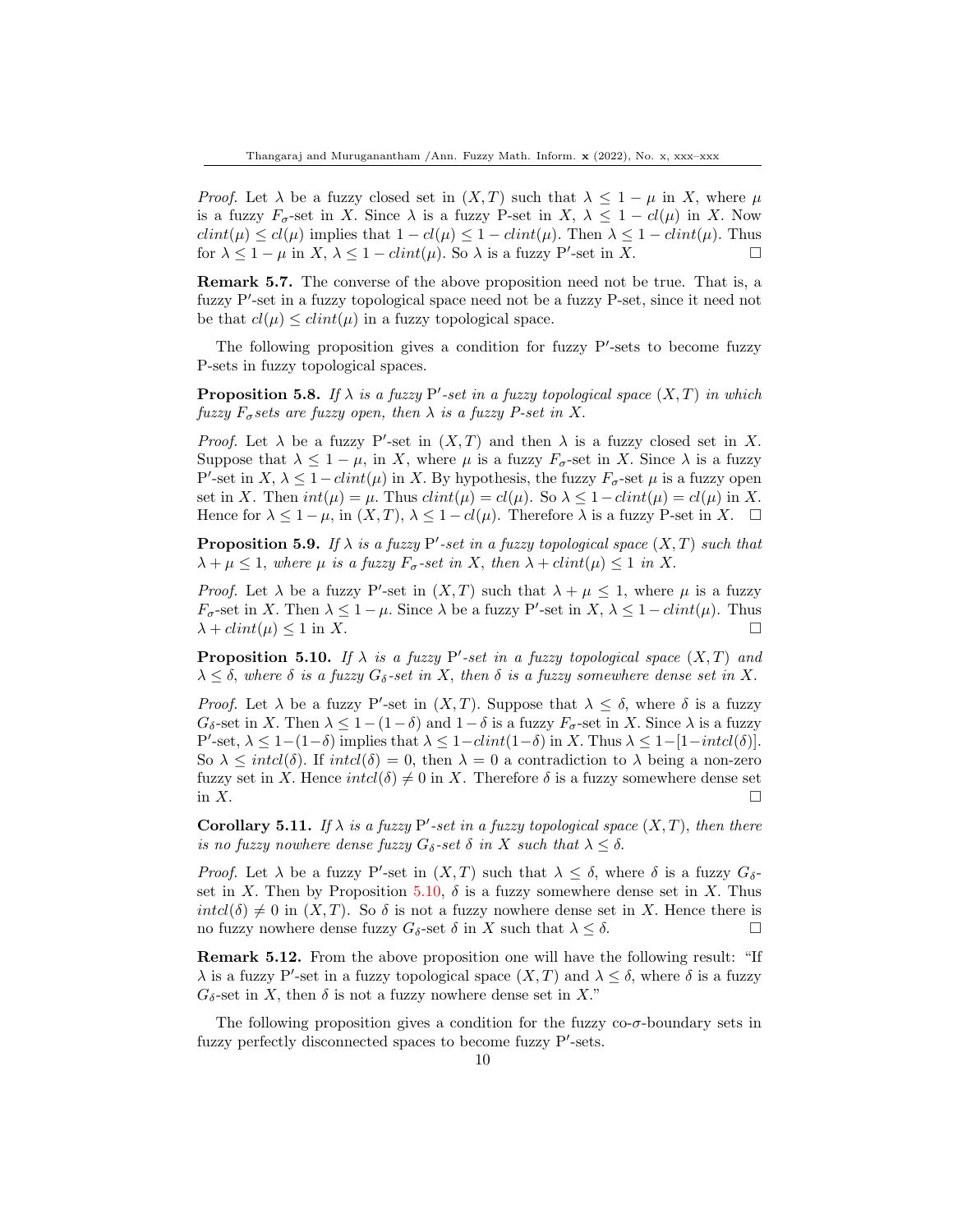*Proof.* Let $\lambda$ be a fuzzy closed set in $(X, T)$ such that $\lambda \leq 1 - \mu$ in $X$, where $\mu$ is a fuzzy $F_\sigma$-set in $X$. Since $\lambda$ is a fuzzy P-set in $X$, $\lambda \leq 1 - cl(\mu)$ in $X$. Now $clint(\mu) \leq cl(\mu)$ implies that $1 - cl(\mu) \leq 1 - clint(\mu)$. Then $\lambda \leq 1 - clint(\mu)$. Thus for $\lambda \leq 1 - \mu$ in $X$, $\lambda \leq 1 - clint(\mu)$. So $\lambda$ is a fuzzy P$'$-set in $X$. □

**Remark 5.7.** The converse of the above proposition need not be true. That is, a fuzzy P$'$-set in a fuzzy topological space need not be a fuzzy P-set, since it need not be that $cl(\mu) \leq clint(\mu)$ in a fuzzy topological space.

The following proposition gives a condition for fuzzy P$'$-sets to become fuzzy P-sets in fuzzy topological spaces.

**Proposition 5.8.** *If $\lambda$ is a fuzzy* P$'$*-set in a fuzzy topological space $(X, T)$ in which fuzzy $F_\sigma$sets are fuzzy open, then $\lambda$ is a fuzzy P-set in $X$.*

*Proof.* Let $\lambda$ be a fuzzy P$'$-set in $(X, T)$ and then $\lambda$ is a fuzzy closed set in $X$. Suppose that $\lambda \leq 1 - \mu$, in $X$, where $\mu$ is a fuzzy $F_\sigma$-set in $X$. Since $\lambda$ is a fuzzy P$'$-set in $X$, $\lambda \leq 1 - clint(\mu)$ in $X$. By hypothesis, the fuzzy $F_\sigma$-set $\mu$ is a fuzzy open set in $X$. Then $int(\mu) = \mu$. Thus $clint(\mu) = cl(\mu)$. So $\lambda \leq 1 - clint(\mu) = cl(\mu)$ in $X$. Hence for $\lambda \leq 1 - \mu$, in $(X, T)$, $\lambda \leq 1 - cl(\mu)$. Therefore $\lambda$ is a fuzzy P-set in $X$. □

**Proposition 5.9.** *If $\lambda$ is a fuzzy* P$'$*-set in a fuzzy topological space $(X, T)$ such that $\lambda + \mu \leq 1$, where $\mu$ is a fuzzy $F_\sigma$-set in $X$, then $\lambda + clint(\mu) \leq 1$ in $X$.*

*Proof.* Let $\lambda$ be a fuzzy P$'$-set in $(X, T)$ such that $\lambda + \mu \leq 1$, where $\mu$ is a fuzzy $F_\sigma$-set in $X$. Then $\lambda \leq 1 - \mu$. Since $\lambda$ be a fuzzy P$'$-set in $X$, $\lambda \leq 1 - clint(\mu)$. Thus $\lambda + clint(\mu) \leq 1$ in $X$. □

**Proposition 5.10.** *If $\lambda$ is a fuzzy* P$'$*-set in a fuzzy topological space $(X, T)$ and $\lambda \leq \delta$, where $\delta$ is a fuzzy $G_\delta$-set in $X$, then $\delta$ is a fuzzy somewhere dense set in $X$.*

*Proof.* Let $\lambda$ be a fuzzy P$'$-set in $(X, T)$. Suppose that $\lambda \leq \delta$, where $\delta$ is a fuzzy $G_\delta$-set in $X$. Then $\lambda \leq 1 - (1 - \delta)$ and $1 - \delta$ is a fuzzy $F_\sigma$-set in $X$. Since $\lambda$ is a fuzzy P$'$-set, $\lambda \leq 1 - (1 - \delta)$ implies that $\lambda \leq 1 - clint(1 - \delta)$ in $X$. Thus $\lambda \leq 1 - [1 - intcl(\delta)]$. So $\lambda \leq intcl(\delta)$. If $intcl(\delta) = 0$, then $\lambda = 0$ a contradiction to $\lambda$ being a non-zero fuzzy set in $X$. Hence $intcl(\delta) \neq 0$ in $X$. Therefore $\delta$ is a fuzzy somewhere dense set in $X$. □

**Corollary 5.11.** *If $\lambda$ is a fuzzy* P$'$*-set in a fuzzy topological space $(X, T)$, then there is no fuzzy nowhere dense fuzzy $G_\delta$-set $\delta$ in $X$ such that $\lambda \leq \delta$.*

*Proof.* Let $\lambda$ be a fuzzy P$'$-set in $(X, T)$ such that $\lambda \leq \delta$, where $\delta$ is a fuzzy $G_\delta$-set in $X$. Then by Proposition 5.10, $\delta$ is a fuzzy somewhere dense set in $X$. Thus $intcl(\delta) \neq 0$ in $(X, T)$. So $\delta$ is not a fuzzy nowhere dense set in $X$. Hence there is no fuzzy nowhere dense fuzzy $G_\delta$-set $\delta$ in $X$ such that $\lambda \leq \delta$. □

**Remark 5.12.** From the above proposition one will have the following result: "If $\lambda$ is a fuzzy P$'$-set in a fuzzy topological space $(X, T)$ and $\lambda \leq \delta$, where $\delta$ is a fuzzy $G_\delta$-set in $X$, then $\delta$ is not a fuzzy nowhere dense set in $X$."

The following proposition gives a condition for the fuzzy co-$\sigma$-boundary sets in fuzzy perfectly disconnected spaces to become fuzzy P$'$-sets.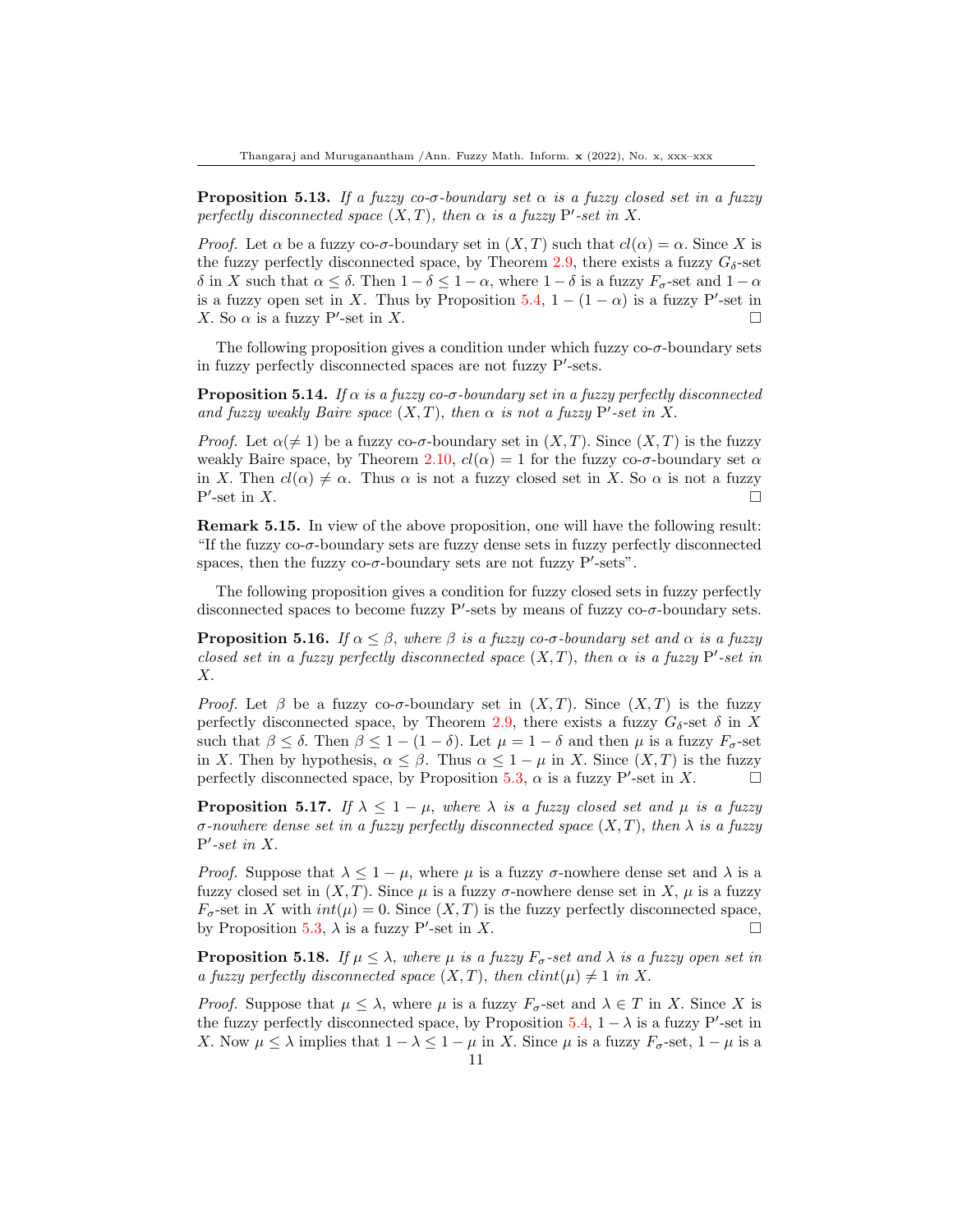**Proposition 5.13.** *If a fuzzy co-$\sigma$-boundary set $\alpha$ is a fuzzy closed set in a fuzzy perfectly disconnected space $(X, T)$, then $\alpha$ is a fuzzy $\mathrm{P}'$-set in $X$.*

*Proof.* Let $\alpha$ be a fuzzy co-$\sigma$-boundary set in $(X, T)$ such that $cl(\alpha) = \alpha$. Since $X$ is the fuzzy perfectly disconnected space, by Theorem 2.9, there exists a fuzzy $G_\delta$-set $\delta$ in $X$ such that $\alpha \leq \delta$. Then $1 - \delta \leq 1 - \alpha$, where $1 - \delta$ is a fuzzy $F_\sigma$-set and $1 - \alpha$ is a fuzzy open set in $X$. Thus by Proposition 5.4, $1 - (1 - \alpha)$ is a fuzzy $\mathrm{P}'$-set in $X$. So $\alpha$ is a fuzzy $\mathrm{P}'$-set in $X$. □

The following proposition gives a condition under which fuzzy co-$\sigma$-boundary sets in fuzzy perfectly disconnected spaces are not fuzzy $\mathrm{P}'$-sets.

**Proposition 5.14.** *If $\alpha$ is a fuzzy co-$\sigma$-boundary set in a fuzzy perfectly disconnected and fuzzy weakly Baire space $(X, T)$, then $\alpha$ is not a fuzzy $\mathrm{P}'$-set in $X$.*

*Proof.* Let $\alpha (\neq 1)$ be a fuzzy co-$\sigma$-boundary set in $(X, T)$. Since $(X, T)$ is the fuzzy weakly Baire space, by Theorem 2.10, $cl(\alpha) = 1$ for the fuzzy co-$\sigma$-boundary set $\alpha$ in $X$. Then $cl(\alpha) \neq \alpha$. Thus $\alpha$ is not a fuzzy closed set in $X$. So $\alpha$ is not a fuzzy $\mathrm{P}'$-set in $X$. □

**Remark 5.15.** In view of the above proposition, one will have the following result: "If the fuzzy co-$\sigma$-boundary sets are fuzzy dense sets in fuzzy perfectly disconnected spaces, then the fuzzy co-$\sigma$-boundary sets are not fuzzy $\mathrm{P}'$-sets".

The following proposition gives a condition for fuzzy closed sets in fuzzy perfectly disconnected spaces to become fuzzy $\mathrm{P}'$-sets by means of fuzzy co-$\sigma$-boundary sets.

**Proposition 5.16.** *If $\alpha \leq \beta$, where $\beta$ is a fuzzy co-$\sigma$-boundary set and $\alpha$ is a fuzzy closed set in a fuzzy perfectly disconnected space $(X, T)$, then $\alpha$ is a fuzzy $\mathrm{P}'$-set in $X$.*

*Proof.* Let $\beta$ be a fuzzy co-$\sigma$-boundary set in $(X, T)$. Since $(X, T)$ is the fuzzy perfectly disconnected space, by Theorem 2.9, there exists a fuzzy $G_\delta$-set $\delta$ in $X$ such that $\beta \leq \delta$. Then $\beta \leq 1 - (1 - \delta)$. Let $\mu = 1 - \delta$ and then $\mu$ is a fuzzy $F_\sigma$-set in $X$. Then by hypothesis, $\alpha \leq \beta$. Thus $\alpha \leq 1 - \mu$ in $X$. Since $(X, T)$ is the fuzzy perfectly disconnected space, by Proposition 5.3, $\alpha$ is a fuzzy $\mathrm{P}'$-set in $X$. □

**Proposition 5.17.** *If $\lambda \leq 1 - \mu$, where $\lambda$ is a fuzzy closed set and $\mu$ is a fuzzy $\sigma$-nowhere dense set in a fuzzy perfectly disconnected space $(X, T)$, then $\lambda$ is a fuzzy $\mathrm{P}'$-set in $X$.*

*Proof.* Suppose that $\lambda \leq 1 - \mu$, where $\mu$ is a fuzzy $\sigma$-nowhere dense set and $\lambda$ is a fuzzy closed set in $(X, T)$. Since $\mu$ is a fuzzy $\sigma$-nowhere dense set in $X$, $\mu$ is a fuzzy $F_\sigma$-set in $X$ with $int(\mu) = 0$. Since $(X, T)$ is the fuzzy perfectly disconnected space, by Proposition 5.3, $\lambda$ is a fuzzy $\mathrm{P}'$-set in $X$. □

**Proposition 5.18.** *If $\mu \leq \lambda$, where $\mu$ is a fuzzy $F_\sigma$-set and $\lambda$ is a fuzzy open set in a fuzzy perfectly disconnected space $(X, T)$, then $clint(\mu) \neq 1$ in $X$.*

*Proof.* Suppose that $\mu \leq \lambda$, where $\mu$ is a fuzzy $F_\sigma$-set and $\lambda \in T$ in $X$. Since $X$ is the fuzzy perfectly disconnected space, by Proposition 5.4, $1 - \lambda$ is a fuzzy $\mathrm{P}'$-set in $X$. Now $\mu \leq \lambda$ implies that $1 - \lambda \leq 1 - \mu$ in $X$. Since $\mu$ is a fuzzy $F_\sigma$-set, $1 - \mu$ is a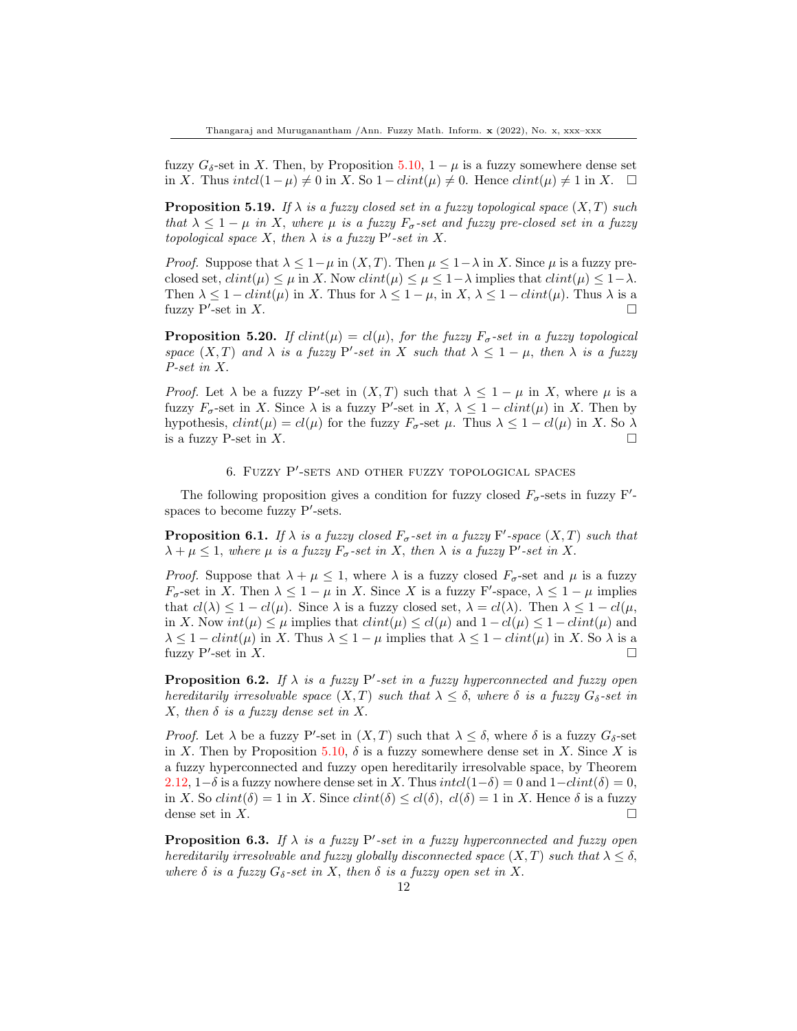fuzzy $G_\delta$-set in $X$. Then, by Proposition 5.10, $1-\mu$ is a fuzzy somewhere dense set in $X$. Thus $intcl(1-\mu) \neq 0$ in $X$. So $1 - clint(\mu) \neq 0$. Hence $clint(\mu) \neq 1$ in $X$. □

**Proposition 5.19.** *If $\lambda$ is a fuzzy closed set in a fuzzy topological space $(X,T)$ such that $\lambda \leq 1-\mu$ in $X$, where $\mu$ is a fuzzy $F_\sigma$-set and fuzzy pre-closed set in a fuzzy topological space $X$, then $\lambda$ is a fuzzy $\mathrm{P}'$-set in $X$.*

*Proof.* Suppose that $\lambda \leq 1-\mu$ in $(X,T)$. Then $\mu \leq 1-\lambda$ in $X$. Since $\mu$ is a fuzzy pre-closed set, $clint(\mu) \leq \mu$ in $X$. Now $clint(\mu) \leq \mu \leq 1-\lambda$ implies that $clint(\mu) \leq 1-\lambda$. Then $\lambda \leq 1 - clint(\mu)$ in $X$. Thus for $\lambda \leq 1-\mu$, in $X$, $\lambda \leq 1 - clint(\mu)$. Thus $\lambda$ is a fuzzy $\mathrm{P}'$-set in $X$. □

**Proposition 5.20.** *If $clint(\mu) = cl(\mu)$, for the fuzzy $F_\sigma$-set in a fuzzy topological space $(X,T)$ and $\lambda$ is a fuzzy $\mathrm{P}'$-set in $X$ such that $\lambda \leq 1-\mu$, then $\lambda$ is a fuzzy P-set in $X$.*

*Proof.* Let $\lambda$ be a fuzzy $\mathrm{P}'$-set in $(X,T)$ such that $\lambda \leq 1-\mu$ in $X$, where $\mu$ is a fuzzy $F_\sigma$-set in $X$. Since $\lambda$ is a fuzzy $\mathrm{P}'$-set in $X$, $\lambda \leq 1 - clint(\mu)$ in $X$. Then by hypothesis, $clint(\mu) = cl(\mu)$ for the fuzzy $F_\sigma$-set $\mu$. Thus $\lambda \leq 1 - cl(\mu)$ in $X$. So $\lambda$ is a fuzzy P-set in $X$. □

## 6. Fuzzy $\mathrm{P}'$-sets and other fuzzy topological spaces

The following proposition gives a condition for fuzzy closed $F_\sigma$-sets in fuzzy $\mathrm{F}'$-spaces to become fuzzy $\mathrm{P}'$-sets.

**Proposition 6.1.** *If $\lambda$ is a fuzzy closed $F_\sigma$-set in a fuzzy $\mathrm{F}'$-space $(X,T)$ such that $\lambda + \mu \leq 1$, where $\mu$ is a fuzzy $F_\sigma$-set in $X$, then $\lambda$ is a fuzzy $\mathrm{P}'$-set in $X$.*

*Proof.* Suppose that $\lambda + \mu \leq 1$, where $\lambda$ is a fuzzy closed $F_\sigma$-set and $\mu$ is a fuzzy $F_\sigma$-set in $X$. Then $\lambda \leq 1-\mu$ in $X$. Since $X$ is a fuzzy $\mathrm{F}'$-space, $\lambda \leq 1-\mu$ implies that $cl(\lambda) \leq 1 - cl(\mu)$. Since $\lambda$ is a fuzzy closed set, $\lambda = cl(\lambda)$. Then $\lambda \leq 1 - cl(\mu$, in $X$. Now $int(\mu) \leq \mu$ implies that $clint(\mu) \leq cl(\mu)$ and $1 - cl(\mu) \leq 1 - clint(\mu)$ and $\lambda \leq 1 - clint(\mu)$ in $X$. Thus $\lambda \leq 1-\mu$ implies that $\lambda \leq 1 - clint(\mu)$ in $X$. So $\lambda$ is a fuzzy $\mathrm{P}'$-set in $X$. □

**Proposition 6.2.** *If $\lambda$ is a fuzzy $\mathrm{P}'$-set in a fuzzy hyperconnected and fuzzy open hereditarily irresolvable space $(X,T)$ such that $\lambda \leq \delta$, where $\delta$ is a fuzzy $G_\delta$-set in $X$, then $\delta$ is a fuzzy dense set in $X$.*

*Proof.* Let $\lambda$ be a fuzzy $\mathrm{P}'$-set in $(X,T)$ such that $\lambda \leq \delta$, where $\delta$ is a fuzzy $G_\delta$-set in $X$. Then by Proposition 5.10, $\delta$ is a fuzzy somewhere dense set in $X$. Since $X$ is a fuzzy hyperconnected and fuzzy open hereditarily irresolvable space, by Theorem 2.12, $1-\delta$ is a fuzzy nowhere dense set in $X$. Thus $intcl(1-\delta) = 0$ and $1 - clint(\delta) = 0$, in $X$. So $clint(\delta) = 1$ in $X$. Since $clint(\delta) \leq cl(\delta)$, $cl(\delta) = 1$ in $X$. Hence $\delta$ is a fuzzy dense set in $X$. □

**Proposition 6.3.** *If $\lambda$ is a fuzzy $\mathrm{P}'$-set in a fuzzy hyperconnected and fuzzy open hereditarily irresolvable and fuzzy globally disconnected space $(X,T)$ such that $\lambda \leq \delta$, where $\delta$ is a fuzzy $G_\delta$-set in $X$, then $\delta$ is a fuzzy open set in $X$.*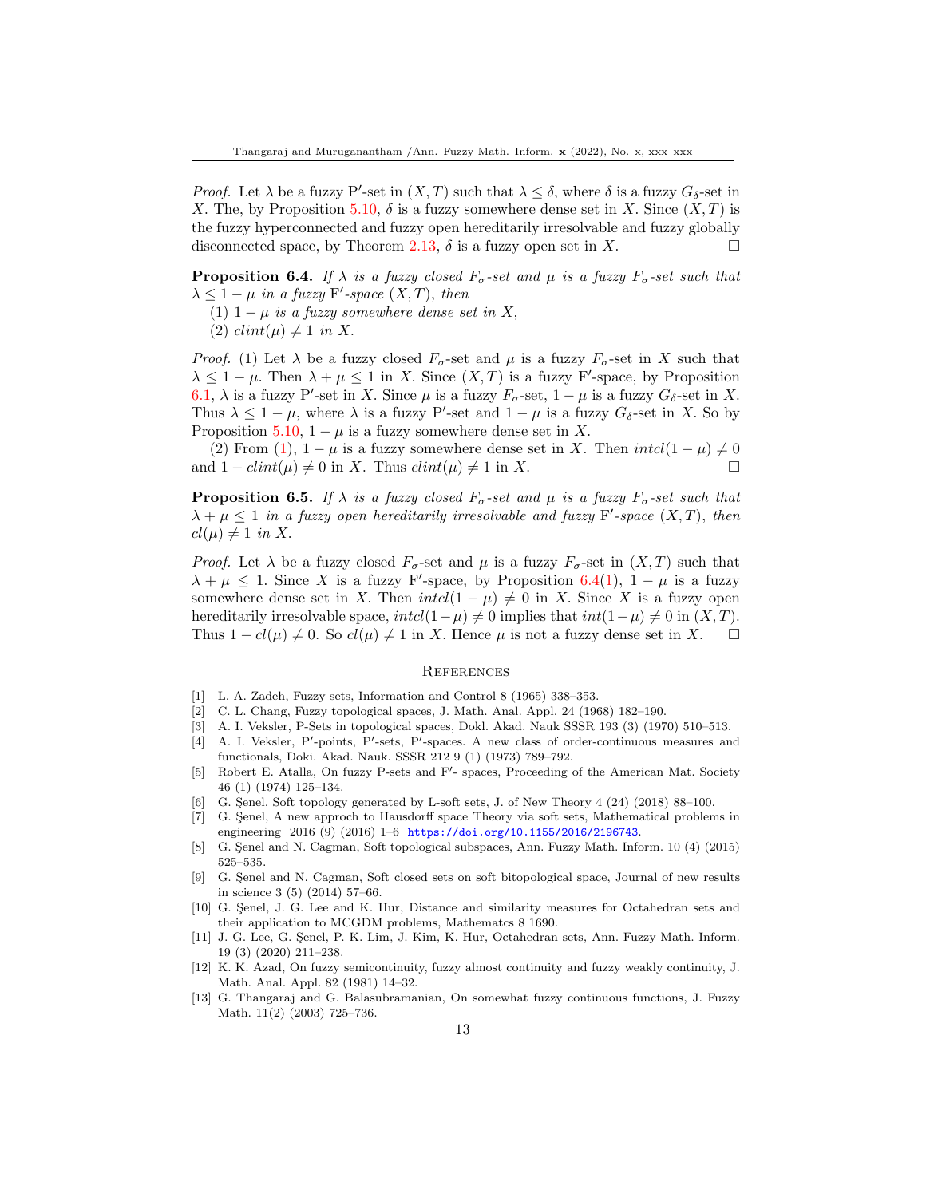*Proof.* Let $\lambda$ be a fuzzy P$'$-set in $(X, T)$ such that $\lambda \leq \delta$, where $\delta$ is a fuzzy $G_\delta$-set in $X$. The, by Proposition 5.10, $\delta$ is a fuzzy somewhere dense set in $X$. Since $(X, T)$ is the fuzzy hyperconnected and fuzzy open hereditarily irresolvable and fuzzy globally disconnected space, by Theorem 2.13, $\delta$ is a fuzzy open set in $X$. □

**Proposition 6.4.** *If $\lambda$ is a fuzzy closed $F_\sigma$-set and $\mu$ is a fuzzy $F_\sigma$-set such that $\lambda \leq 1 - \mu$ in a fuzzy* F$'$*-space $(X, T)$, then*

(1) *$1 - \mu$ is a fuzzy somewhere dense set in $X$,*

(2) *$clint(\mu) \neq 1$ in $X$.*

*Proof.* (1) Let $\lambda$ be a fuzzy closed $F_\sigma$-set and $\mu$ is a fuzzy $F_\sigma$-set in $X$ such that $\lambda \leq 1 - \mu$. Then $\lambda + \mu \leq 1$ in $X$. Since $(X, T)$ is a fuzzy F$'$-space, by Proposition 6.1, $\lambda$ is a fuzzy P$'$-set in $X$. Since $\mu$ is a fuzzy $F_\sigma$-set, $1 - \mu$ is a fuzzy $G_\delta$-set in $X$. Thus $\lambda \leq 1 - \mu$, where $\lambda$ is a fuzzy P$'$-set and $1 - \mu$ is a fuzzy $G_\delta$-set in $X$. So by Proposition 5.10, $1 - \mu$ is a fuzzy somewhere dense set in $X$.

(2) From (1), $1 - \mu$ is a fuzzy somewhere dense set in $X$. Then $intcl(1 - \mu) \neq 0$ and $1 - clint(\mu) \neq 0$ in $X$. Thus $clint(\mu) \neq 1$ in $X$. □

**Proposition 6.5.** *If $\lambda$ is a fuzzy closed $F_\sigma$-set and $\mu$ is a fuzzy $F_\sigma$-set such that $\lambda + \mu \leq 1$ in a fuzzy open hereditarily irresolvable and fuzzy* F$'$*-space $(X, T)$, then $cl(\mu) \neq 1$ in $X$.*

*Proof.* Let $\lambda$ be a fuzzy closed $F_\sigma$-set and $\mu$ is a fuzzy $F_\sigma$-set in $(X, T)$ such that $\lambda + \mu \leq 1$. Since $X$ is a fuzzy F$'$-space, by Proposition 6.4(1), $1 - \mu$ is a fuzzy somewhere dense set in $X$. Then $intcl(1 - \mu) \neq 0$ in $X$. Since $X$ is a fuzzy open hereditarily irresolvable space, $intcl(1-\mu) \neq 0$ implies that $int(1-\mu) \neq 0$ in $(X, T)$. Thus $1 - cl(\mu) \neq 0$. So $cl(\mu) \neq 1$ in $X$. Hence $\mu$ is not a fuzzy dense set in $X$. □

## References

[1] L. A. Zadeh, Fuzzy sets, Information and Control 8 (1965) 338–353.

[2] C. L. Chang, Fuzzy topological spaces, J. Math. Anal. Appl. 24 (1968) 182–190.

[3] A. I. Veksler, P-Sets in topological spaces, Dokl. Akad. Nauk SSSR 193 (3) (1970) 510–513.

[4] A. I. Veksler, P$'$-points, P$'$-sets, P$'$-spaces. A new class of order-continuous measures and functionals, Doki. Akad. Nauk. SSSR 212 9 (1) (1973) 789–792.

[5] Robert E. Atalla, On fuzzy P-sets and F$'$- spaces, Proceeding of the American Mat. Society 46 (1) (1974) 125–134.

[6] G. Şenel, Soft topology generated by L-soft sets, J. of New Theory 4 (24) (2018) 88–100.

[7] G. Şenel, A new approch to Hausdorff space Theory via soft sets, Mathematical problems in engineering 2016 (9) (2016) 1–6 https://doi.org/10.1155/2016/2196743.

[8] G. Şenel and N. Cagman, Soft topological subspaces, Ann. Fuzzy Math. Inform. 10 (4) (2015) 525–535.

[9] G. Şenel and N. Cagman, Soft closed sets on soft bitopological space, Journal of new results in science 3 (5) (2014) 57–66.

[10] G. Şenel, J. G. Lee and K. Hur, Distance and similarity measures for Octahedran sets and their application to MCGDM problems, Mathematcs 8 1690.

[11] J. G. Lee, G. Şenel, P. K. Lim, J. Kim, K. Hur, Octahedran sets, Ann. Fuzzy Math. Inform. 19 (3) (2020) 211–238.

[12] K. K. Azad, On fuzzy semicontinuity, fuzzy almost continuity and fuzzy weakly continuity, J. Math. Anal. Appl. 82 (1981) 14–32.

[13] G. Thangaraj and G. Balasubramanian, On somewhat fuzzy continuous functions, J. Fuzzy Math. 11(2) (2003) 725–736.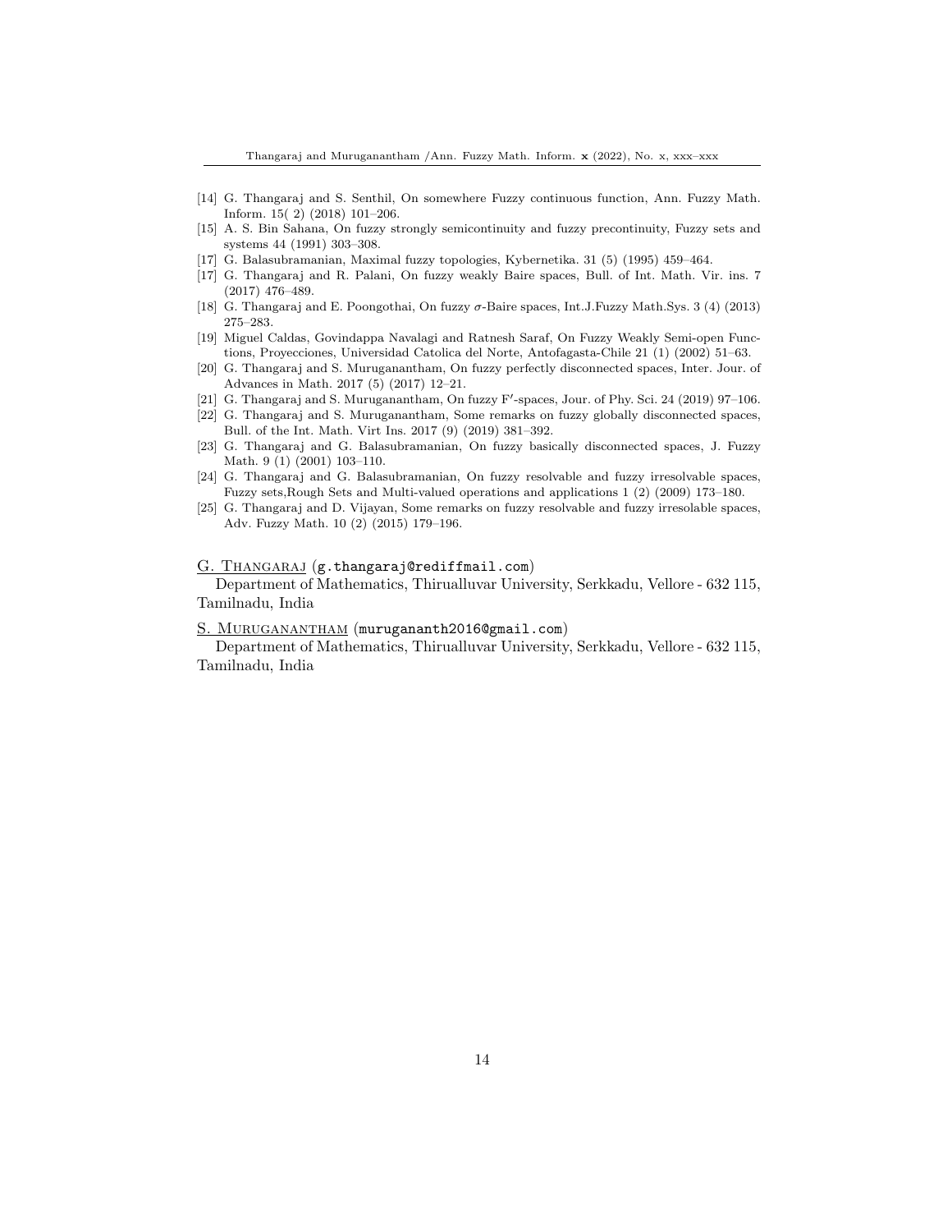[14] G. Thangaraj and S. Senthil, On somewhere Fuzzy continuous function, Ann. Fuzzy Math. Inform. 15( 2) (2018) 101–206.

[15] A. S. Bin Sahana, On fuzzy strongly semicontinuity and fuzzy precontinuity, Fuzzy sets and systems 44 (1991) 303–308.

[17] G. Balasubramanian, Maximal fuzzy topologies, Kybernetika. 31 (5) (1995) 459–464.

[17] G. Thangaraj and R. Palani, On fuzzy weakly Baire spaces, Bull. of Int. Math. Vir. ins. 7 (2017) 476–489.

[18] G. Thangaraj and E. Poongothai, On fuzzy $\sigma$-Baire spaces, Int.J.Fuzzy Math.Sys. 3 (4) (2013) 275–283.

[19] Miguel Caldas, Govindappa Navalagi and Ratnesh Saraf, On Fuzzy Weakly Semi-open Functions, Proyecciones, Universidad Catolica del Norte, Antofagasta-Chile 21 (1) (2002) 51–63.

[20] G. Thangaraj and S. Muruganantham, On fuzzy perfectly disconnected spaces, Inter. Jour. of Advances in Math. 2017 (5) (2017) 12–21.

[21] G. Thangaraj and S. Muruganantham, On fuzzy F′-spaces, Jour. of Phy. Sci. 24 (2019) 97–106.

[22] G. Thangaraj and S. Muruganantham, Some remarks on fuzzy globally disconnected spaces, Bull. of the Int. Math. Virt Ins. 2017 (9) (2019) 381–392.

[23] G. Thangaraj and G. Balasubramanian, On fuzzy basically disconnected spaces, J. Fuzzy Math. 9 (1) (2001) 103–110.

[24] G. Thangaraj and G. Balasubramanian, On fuzzy resolvable and fuzzy irresolvable spaces, Fuzzy sets,Rough Sets and Multi-valued operations and applications 1 (2) (2009) 173–180.

[25] G. Thangaraj and D. Vijayan, Some remarks on fuzzy resolvable and fuzzy irresolable spaces, Adv. Fuzzy Math. 10 (2) (2015) 179–196.

G. Thangaraj (g.thangaraj@rediffmail.com)
Department of Mathematics, Thirualluvar University, Serkkadu, Vellore - 632 115, Tamilnadu, India

S. Muruganantham (murugananth2016@gmail.com)
Department of Mathematics, Thirualluvar University, Serkkadu, Vellore - 632 115, Tamilnadu, India